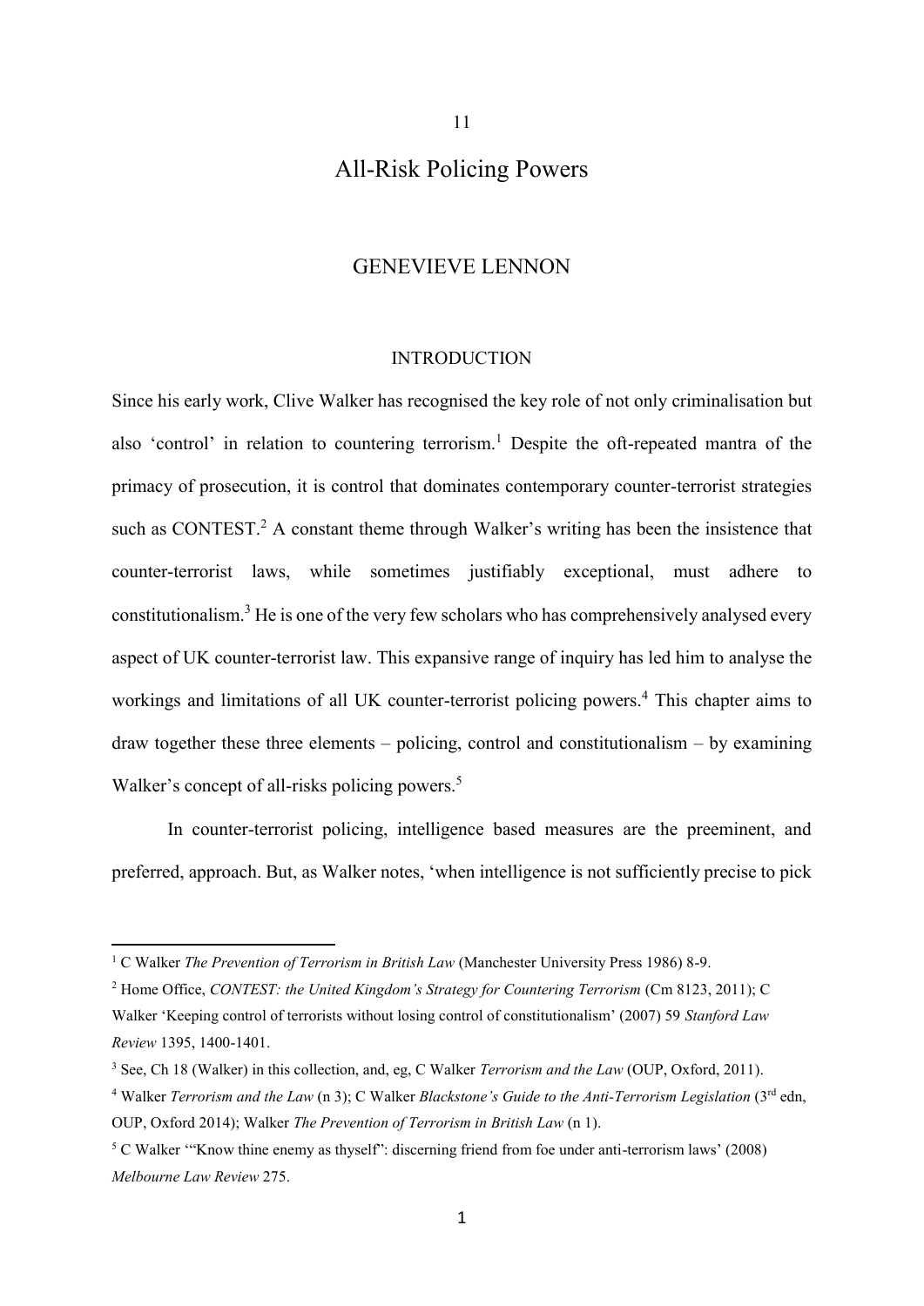11

# All-Risk Policing Powers

## GENEVIEVE LENNON

### INTRODUCTION

Since his early work, Clive Walker has recognised the key role of not only criminalisation but also 'control' in relation to countering terrorism.[1] Despite the oft-repeated mantra of the primacy of prosecution, it is control that dominates contemporary counter-terrorist strategies such as CONTEST.[2] A constant theme through Walker's writing has been the insistence that counter-terrorist laws, while sometimes justifiably exceptional, must adhere to constitutionalism.[3] He is one of the very few scholars who has comprehensively analysed every aspect of UK counter-terrorist law. This expansive range of inquiry has led him to analyse the workings and limitations of all UK counter-terrorist policing powers.[4] This chapter aims to draw together these three elements – policing, control and constitutionalism – by examining Walker's concept of all-risks policing powers.[5]

In counter-terrorist policing, intelligence based measures are the preeminent, and preferred, approach. But, as Walker notes, 'when intelligence is not sufficiently precise to pick

---

[1] C Walker *The Prevention of Terrorism in British Law* (Manchester University Press 1986) 8-9.

[2] Home Office, *CONTEST: the United Kingdom's Strategy for Countering Terrorism* (Cm 8123, 2011); C Walker 'Keeping control of terrorists without losing control of constitutionalism' (2007) 59 *Stanford Law Review* 1395, 1400-1401.

[3] See, Ch 18 (Walker) in this collection, and, eg, C Walker *Terrorism and the Law* (OUP, Oxford, 2011).

[4] Walker *Terrorism and the Law* (n 3); C Walker *Blackstone's Guide to the Anti-Terrorism Legislation* (3rd edn, OUP, Oxford 2014); Walker *The Prevention of Terrorism in British Law* (n 1).

[5] C Walker '"Know thine enemy as thyself": discerning friend from foe under anti-terrorism laws' (2008) *Melbourne Law Review* 275.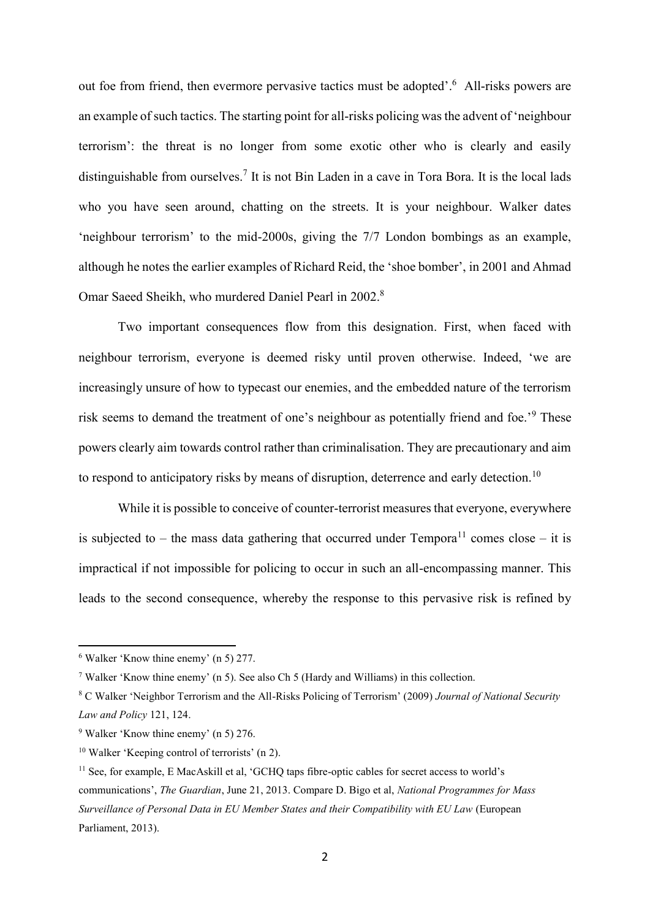out foe from friend, then evermore pervasive tactics must be adopted'.[6] All-risks powers are an example of such tactics. The starting point for all-risks policing was the advent of 'neighbour terrorism': the threat is no longer from some exotic other who is clearly and easily distinguishable from ourselves.[7] It is not Bin Laden in a cave in Tora Bora. It is the local lads who you have seen around, chatting on the streets. It is your neighbour. Walker dates 'neighbour terrorism' to the mid-2000s, giving the 7/7 London bombings as an example, although he notes the earlier examples of Richard Reid, the 'shoe bomber', in 2001 and Ahmad Omar Saeed Sheikh, who murdered Daniel Pearl in 2002.[8]

Two important consequences flow from this designation. First, when faced with neighbour terrorism, everyone is deemed risky until proven otherwise. Indeed, 'we are increasingly unsure of how to typecast our enemies, and the embedded nature of the terrorism risk seems to demand the treatment of one's neighbour as potentially friend and foe.'[9] These powers clearly aim towards control rather than criminalisation. They are precautionary and aim to respond to anticipatory risks by means of disruption, deterrence and early detection.[10]

While it is possible to conceive of counter-terrorist measures that everyone, everywhere is subjected to – the mass data gathering that occurred under Tempora[11] comes close – it is impractical if not impossible for policing to occur in such an all-encompassing manner. This leads to the second consequence, whereby the response to this pervasive risk is refined by

---

[6] Walker 'Know thine enemy' (n 5) 277.

[7] Walker 'Know thine enemy' (n 5). See also Ch 5 (Hardy and Williams) in this collection.

[8] C Walker 'Neighbor Terrorism and the All-Risks Policing of Terrorism' (2009) *Journal of National Security Law and Policy* 121, 124.

[9] Walker 'Know thine enemy' (n 5) 276.

[10] Walker 'Keeping control of terrorists' (n 2).

[11] See, for example, E MacAskill et al, 'GCHQ taps fibre-optic cables for secret access to world's communications', *The Guardian*, June 21, 2013. Compare D. Bigo et al, *National Programmes for Mass Surveillance of Personal Data in EU Member States and their Compatibility with EU Law* (European Parliament, 2013).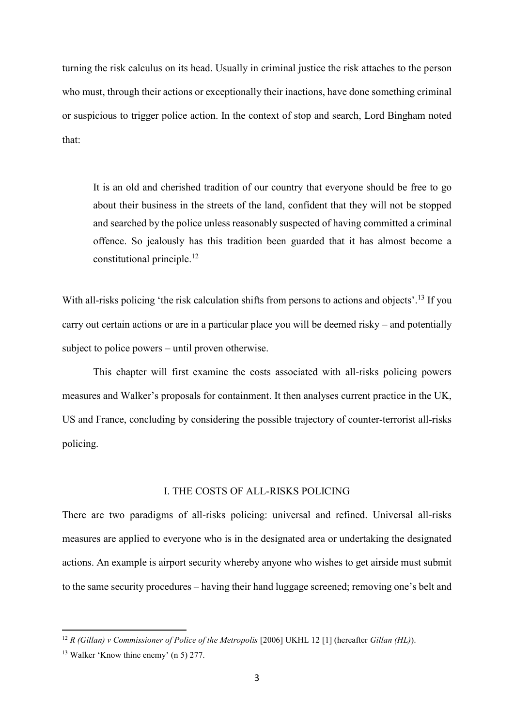turning the risk calculus on its head. Usually in criminal justice the risk attaches to the person who must, through their actions or exceptionally their inactions, have done something criminal or suspicious to trigger police action. In the context of stop and search, Lord Bingham noted that:

> It is an old and cherished tradition of our country that everyone should be free to go about their business in the streets of the land, confident that they will not be stopped and searched by the police unless reasonably suspected of having committed a criminal offence. So jealously has this tradition been guarded that it has almost become a constitutional principle.[12]

With all-risks policing 'the risk calculation shifts from persons to actions and objects'.[13] If you carry out certain actions or are in a particular place you will be deemed risky – and potentially subject to police powers – until proven otherwise.

This chapter will first examine the costs associated with all-risks policing powers measures and Walker's proposals for containment. It then analyses current practice in the UK, US and France, concluding by considering the possible trajectory of counter-terrorist all-risks policing.

## I. THE COSTS OF ALL-RISKS POLICING

There are two paradigms of all-risks policing: universal and refined. Universal all-risks measures are applied to everyone who is in the designated area or undertaking the designated actions. An example is airport security whereby anyone who wishes to get airside must submit to the same security procedures – having their hand luggage screened; removing one's belt and

---

[12] *R (Gillan) v Commissioner of Police of the Metropolis* [2006] UKHL 12 [1] (hereafter *Gillan (HL)*).

[13] Walker 'Know thine enemy' (n 5) 277.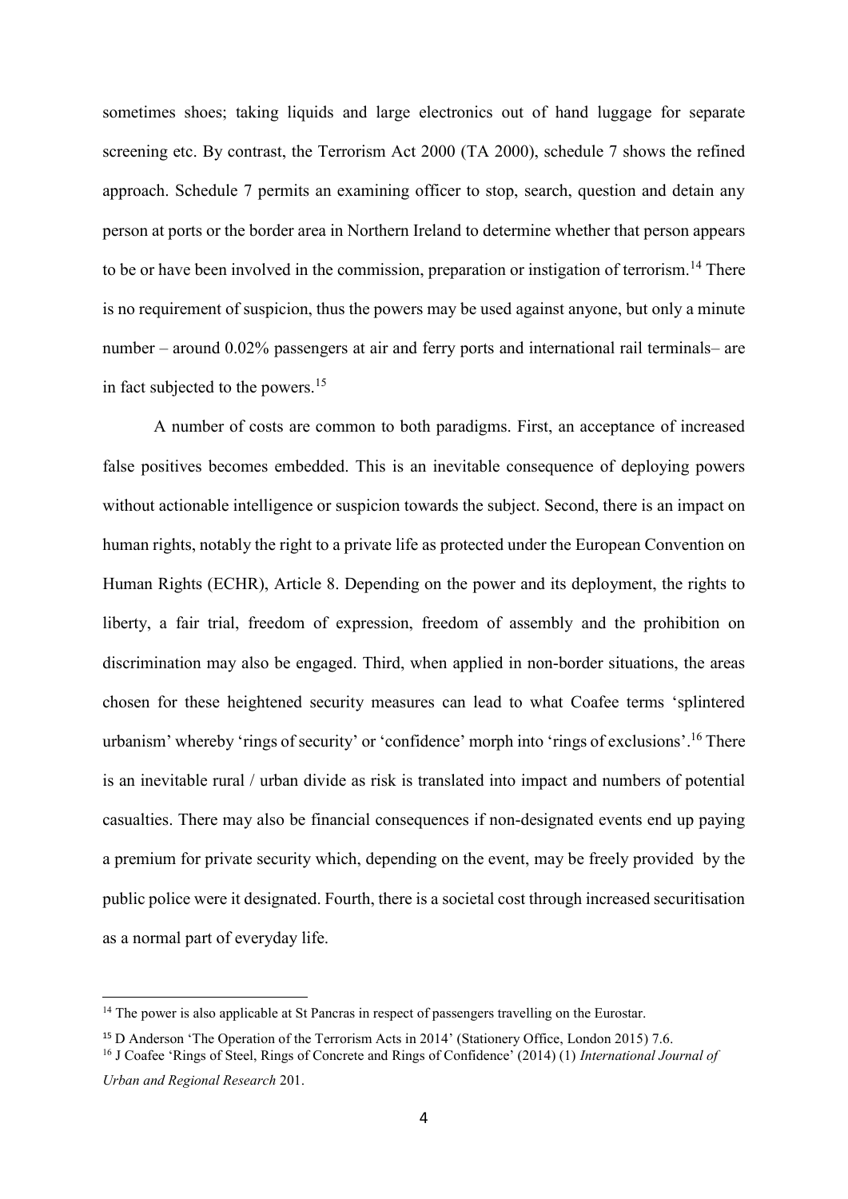sometimes shoes; taking liquids and large electronics out of hand luggage for separate screening etc. By contrast, the Terrorism Act 2000 (TA 2000), schedule 7 shows the refined approach. Schedule 7 permits an examining officer to stop, search, question and detain any person at ports or the border area in Northern Ireland to determine whether that person appears to be or have been involved in the commission, preparation or instigation of terrorism.[14] There is no requirement of suspicion, thus the powers may be used against anyone, but only a minute number – around 0.02% passengers at air and ferry ports and international rail terminals– are in fact subjected to the powers.[15]

A number of costs are common to both paradigms. First, an acceptance of increased false positives becomes embedded. This is an inevitable consequence of deploying powers without actionable intelligence or suspicion towards the subject. Second, there is an impact on human rights, notably the right to a private life as protected under the European Convention on Human Rights (ECHR), Article 8. Depending on the power and its deployment, the rights to liberty, a fair trial, freedom of expression, freedom of assembly and the prohibition on discrimination may also be engaged. Third, when applied in non-border situations, the areas chosen for these heightened security measures can lead to what Coafee terms 'splintered urbanism' whereby 'rings of security' or 'confidence' morph into 'rings of exclusions'.[16] There is an inevitable rural / urban divide as risk is translated into impact and numbers of potential casualties. There may also be financial consequences if non-designated events end up paying a premium for private security which, depending on the event, may be freely provided by the public police were it designated. Fourth, there is a societal cost through increased securitisation as a normal part of everyday life.

---

[14] The power is also applicable at St Pancras in respect of passengers travelling on the Eurostar.

[15] D Anderson 'The Operation of the Terrorism Acts in 2014' (Stationery Office, London 2015) 7.6.

[16] J Coafee 'Rings of Steel, Rings of Concrete and Rings of Confidence' (2014) (1) *International Journal of Urban and Regional Research* 201.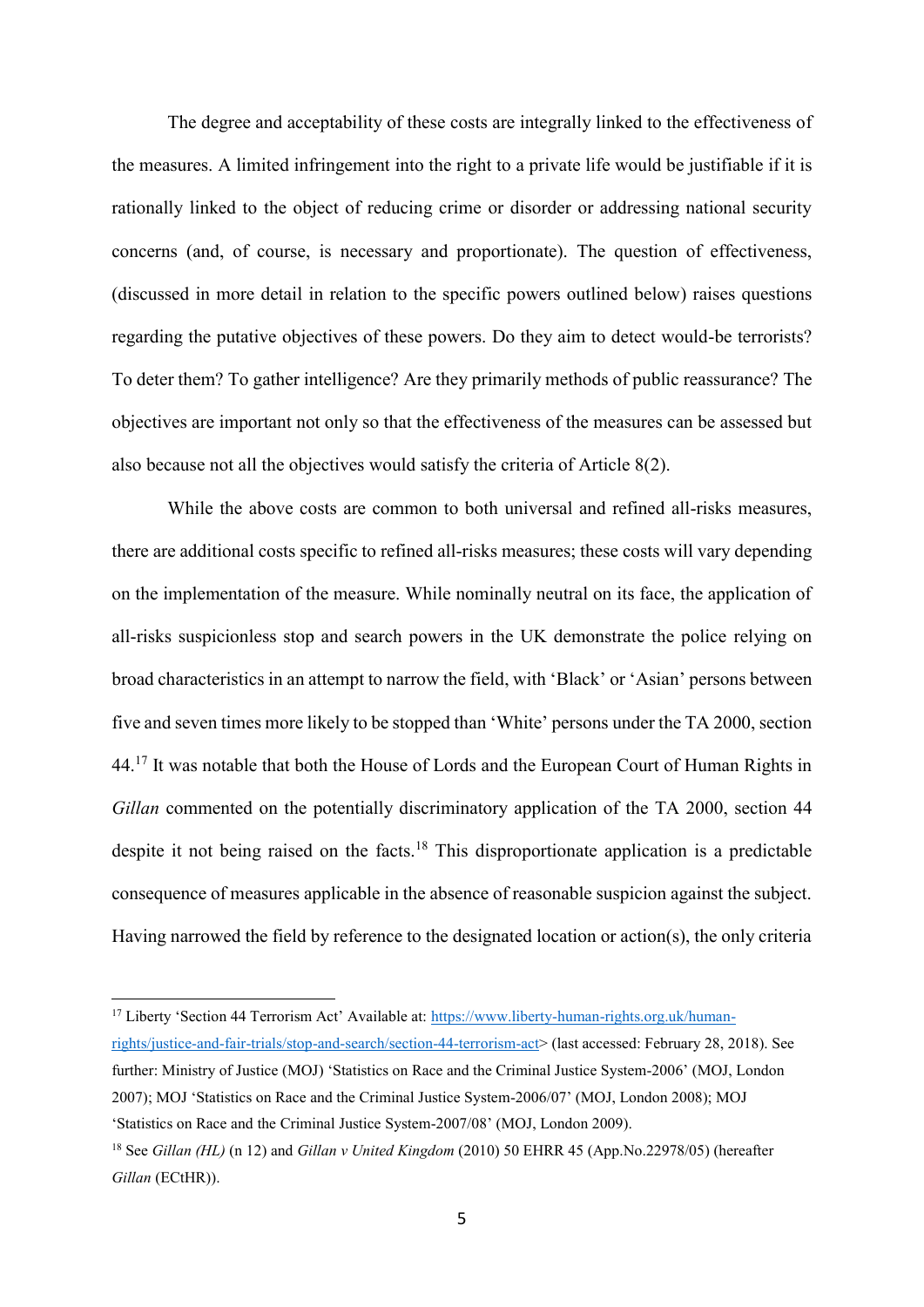The degree and acceptability of these costs are integrally linked to the effectiveness of the measures. A limited infringement into the right to a private life would be justifiable if it is rationally linked to the object of reducing crime or disorder or addressing national security concerns (and, of course, is necessary and proportionate). The question of effectiveness, (discussed in more detail in relation to the specific powers outlined below) raises questions regarding the putative objectives of these powers. Do they aim to detect would-be terrorists? To deter them? To gather intelligence? Are they primarily methods of public reassurance? The objectives are important not only so that the effectiveness of the measures can be assessed but also because not all the objectives would satisfy the criteria of Article 8(2).

While the above costs are common to both universal and refined all-risks measures, there are additional costs specific to refined all-risks measures; these costs will vary depending on the implementation of the measure. While nominally neutral on its face, the application of all-risks suspicionless stop and search powers in the UK demonstrate the police relying on broad characteristics in an attempt to narrow the field, with 'Black' or 'Asian' persons between five and seven times more likely to be stopped than 'White' persons under the TA 2000, section 44.[17] It was notable that both the House of Lords and the European Court of Human Rights in *Gillan* commented on the potentially discriminatory application of the TA 2000, section 44 despite it not being raised on the facts.[18] This disproportionate application is a predictable consequence of measures applicable in the absence of reasonable suspicion against the subject. Having narrowed the field by reference to the designated location or action(s), the only criteria

---

[17] Liberty 'Section 44 Terrorism Act' Available at: https://www.liberty-human-rights.org.uk/human-rights/justice-and-fair-trials/stop-and-search/section-44-terrorism-act> (last accessed: February 28, 2018). See further: Ministry of Justice (MOJ) 'Statistics on Race and the Criminal Justice System-2006' (MOJ, London 2007); MOJ 'Statistics on Race and the Criminal Justice System-2006/07' (MOJ, London 2008); MOJ 'Statistics on Race and the Criminal Justice System-2007/08' (MOJ, London 2009).

[18] See *Gillan (HL)* (n 12) and *Gillan v United Kingdom* (2010) 50 EHRR 45 (App.No.22978/05) (hereafter *Gillan* (ECtHR)).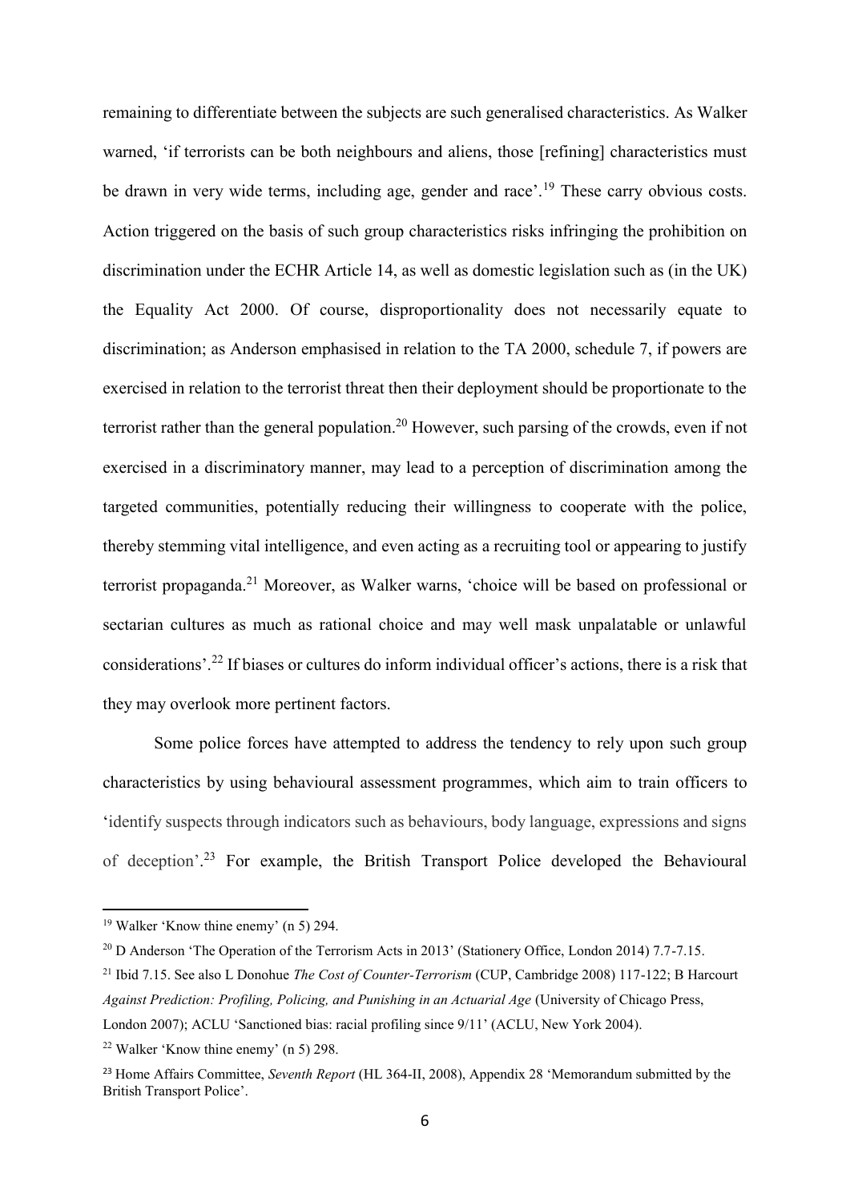remaining to differentiate between the subjects are such generalised characteristics. As Walker warned, 'if terrorists can be both neighbours and aliens, those [refining] characteristics must be drawn in very wide terms, including age, gender and race'.[19] These carry obvious costs. Action triggered on the basis of such group characteristics risks infringing the prohibition on discrimination under the ECHR Article 14, as well as domestic legislation such as (in the UK) the Equality Act 2000. Of course, disproportionality does not necessarily equate to discrimination; as Anderson emphasised in relation to the TA 2000, schedule 7, if powers are exercised in relation to the terrorist threat then their deployment should be proportionate to the terrorist rather than the general population.[20] However, such parsing of the crowds, even if not exercised in a discriminatory manner, may lead to a perception of discrimination among the targeted communities, potentially reducing their willingness to cooperate with the police, thereby stemming vital intelligence, and even acting as a recruiting tool or appearing to justify terrorist propaganda.[21] Moreover, as Walker warns, 'choice will be based on professional or sectarian cultures as much as rational choice and may well mask unpalatable or unlawful considerations'.[22] If biases or cultures do inform individual officer's actions, there is a risk that they may overlook more pertinent factors.

Some police forces have attempted to address the tendency to rely upon such group characteristics by using behavioural assessment programmes, which aim to train officers to 'identify suspects through indicators such as behaviours, body language, expressions and signs of deception'.[23] For example, the British Transport Police developed the Behavioural

---

[19] Walker 'Know thine enemy' (n 5) 294.

[20] D Anderson 'The Operation of the Terrorism Acts in 2013' (Stationery Office, London 2014) 7.7-7.15.

[21] Ibid 7.15. See also L Donohue *The Cost of Counter-Terrorism* (CUP, Cambridge 2008) 117-122; B Harcourt *Against Prediction: Profiling, Policing, and Punishing in an Actuarial Age* (University of Chicago Press, London 2007); ACLU 'Sanctioned bias: racial profiling since 9/11' (ACLU, New York 2004).

[22] Walker 'Know thine enemy' (n 5) 298.

[23] Home Affairs Committee, *Seventh Report* (HL 364-II, 2008), Appendix 28 'Memorandum submitted by the British Transport Police'.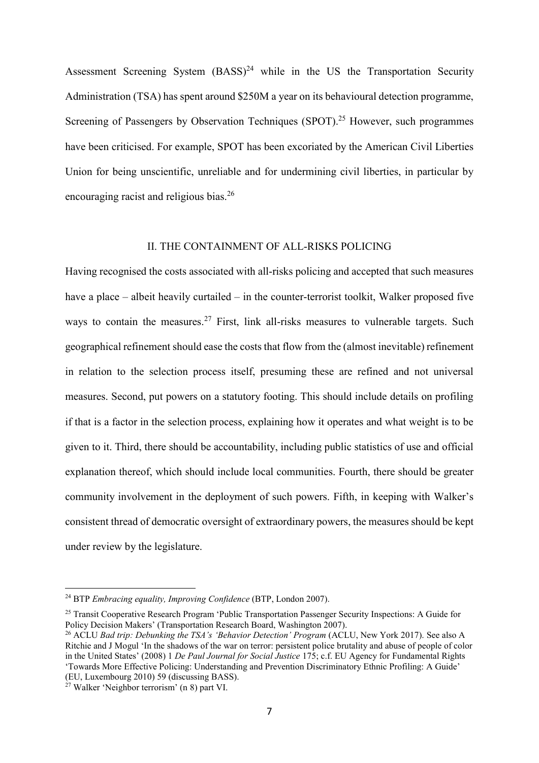Assessment Screening System (BASS)[24] while in the US the Transportation Security Administration (TSA) has spent around $250M a year on its behavioural detection programme, Screening of Passengers by Observation Techniques (SPOT).[25] However, such programmes have been criticised. For example, SPOT has been excoriated by the American Civil Liberties Union for being unscientific, unreliable and for undermining civil liberties, in particular by encouraging racist and religious bias.[26]

## II. THE CONTAINMENT OF ALL-RISKS POLICING

Having recognised the costs associated with all-risks policing and accepted that such measures have a place – albeit heavily curtailed – in the counter-terrorist toolkit, Walker proposed five ways to contain the measures.[27] First, link all-risks measures to vulnerable targets. Such geographical refinement should ease the costs that flow from the (almost inevitable) refinement in relation to the selection process itself, presuming these are refined and not universal measures. Second, put powers on a statutory footing. This should include details on profiling if that is a factor in the selection process, explaining how it operates and what weight is to be given to it. Third, there should be accountability, including public statistics of use and official explanation thereof, which should include local communities. Fourth, there should be greater community involvement in the deployment of such powers. Fifth, in keeping with Walker's consistent thread of democratic oversight of extraordinary powers, the measures should be kept under review by the legislature.

---

[24] BTP *Embracing equality, Improving Confidence* (BTP, London 2007).

[25] Transit Cooperative Research Program 'Public Transportation Passenger Security Inspections: A Guide for Policy Decision Makers' (Transportation Research Board, Washington 2007).

[26] ACLU *Bad trip: Debunking the TSA's 'Behavior Detection' Program* (ACLU, New York 2017). See also A Ritchie and J Mogul 'In the shadows of the war on terror: persistent police brutality and abuse of people of color in the United States' (2008) 1 *De Paul Journal for Social Justice* 175; c.f. EU Agency for Fundamental Rights 'Towards More Effective Policing: Understanding and Prevention Discriminatory Ethnic Profiling: A Guide' (EU, Luxembourg 2010) 59 (discussing BASS).

[27] Walker 'Neighbor terrorism' (n 8) part VI.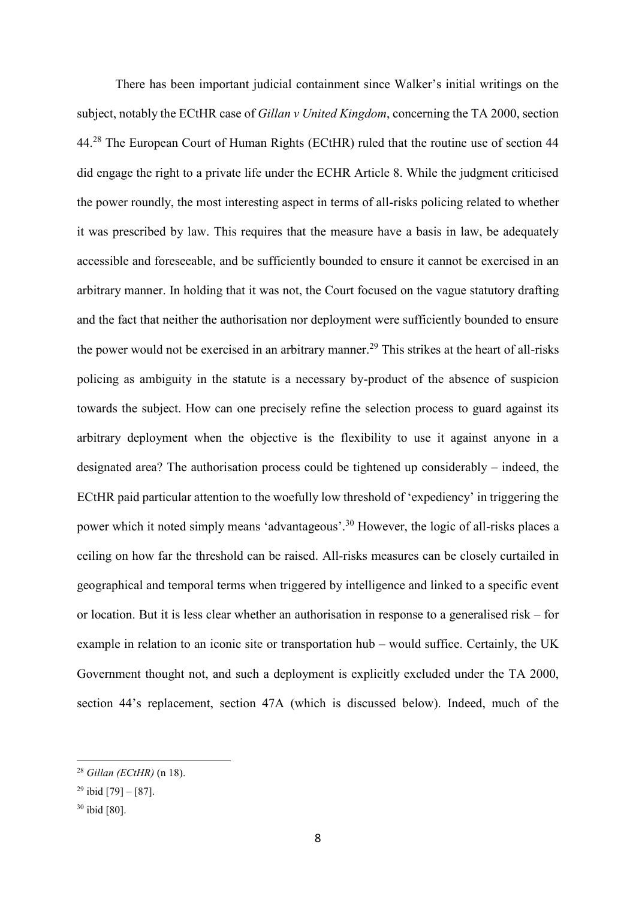There has been important judicial containment since Walker's initial writings on the subject, notably the ECtHR case of *Gillan v United Kingdom*, concerning the TA 2000, section 44.[28] The European Court of Human Rights (ECtHR) ruled that the routine use of section 44 did engage the right to a private life under the ECHR Article 8. While the judgment criticised the power roundly, the most interesting aspect in terms of all-risks policing related to whether it was prescribed by law. This requires that the measure have a basis in law, be adequately accessible and foreseeable, and be sufficiently bounded to ensure it cannot be exercised in an arbitrary manner. In holding that it was not, the Court focused on the vague statutory drafting and the fact that neither the authorisation nor deployment were sufficiently bounded to ensure the power would not be exercised in an arbitrary manner.[29] This strikes at the heart of all-risks policing as ambiguity in the statute is a necessary by-product of the absence of suspicion towards the subject. How can one precisely refine the selection process to guard against its arbitrary deployment when the objective is the flexibility to use it against anyone in a designated area? The authorisation process could be tightened up considerably – indeed, the ECtHR paid particular attention to the woefully low threshold of 'expediency' in triggering the power which it noted simply means 'advantageous'.[30] However, the logic of all-risks places a ceiling on how far the threshold can be raised. All-risks measures can be closely curtailed in geographical and temporal terms when triggered by intelligence and linked to a specific event or location. But it is less clear whether an authorisation in response to a generalised risk – for example in relation to an iconic site or transportation hub – would suffice. Certainly, the UK Government thought not, and such a deployment is explicitly excluded under the TA 2000, section 44's replacement, section 47A (which is discussed below). Indeed, much of the

[28] *Gillan (ECtHR)* (n 18).

[29] ibid [79] – [87].

[30] ibid [80].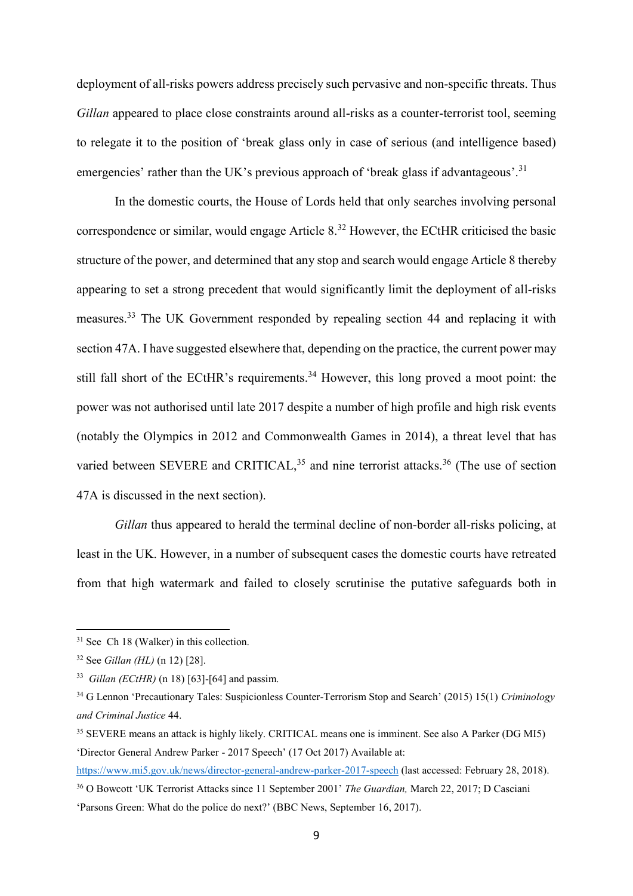deployment of all-risks powers address precisely such pervasive and non-specific threats. Thus *Gillan* appeared to place close constraints around all-risks as a counter-terrorist tool, seeming to relegate it to the position of 'break glass only in case of serious (and intelligence based) emergencies' rather than the UK's previous approach of 'break glass if advantageous'.[31]

In the domestic courts, the House of Lords held that only searches involving personal correspondence or similar, would engage Article 8.[32] However, the ECtHR criticised the basic structure of the power, and determined that any stop and search would engage Article 8 thereby appearing to set a strong precedent that would significantly limit the deployment of all-risks measures.[33] The UK Government responded by repealing section 44 and replacing it with section 47A. I have suggested elsewhere that, depending on the practice, the current power may still fall short of the ECtHR's requirements.[34] However, this long proved a moot point: the power was not authorised until late 2017 despite a number of high profile and high risk events (notably the Olympics in 2012 and Commonwealth Games in 2014), a threat level that has varied between SEVERE and CRITICAL,[35] and nine terrorist attacks.[36] (The use of section 47A is discussed in the next section).

*Gillan* thus appeared to herald the terminal decline of non-border all-risks policing, at least in the UK. However, in a number of subsequent cases the domestic courts have retreated from that high watermark and failed to closely scrutinise the putative safeguards both in

---

[31] See Ch 18 (Walker) in this collection.

[32] See *Gillan (HL)* (n 12) [28].

[33] *Gillan (ECtHR)* (n 18) [63]-[64] and passim.

[34] G Lennon 'Precautionary Tales: Suspicionless Counter-Terrorism Stop and Search' (2015) 15(1) *Criminology and Criminal Justice* 44.

[35] SEVERE means an attack is highly likely. CRITICAL means one is imminent. See also A Parker (DG MI5) 'Director General Andrew Parker - 2017 Speech' (17 Oct 2017) Available at: https://www.mi5.gov.uk/news/director-general-andrew-parker-2017-speech (last accessed: February 28, 2018).

[36] O Bowcott 'UK Terrorist Attacks since 11 September 2001' *The Guardian,* March 22, 2017; D Casciani 'Parsons Green: What do the police do next?' (BBC News, September 16, 2017).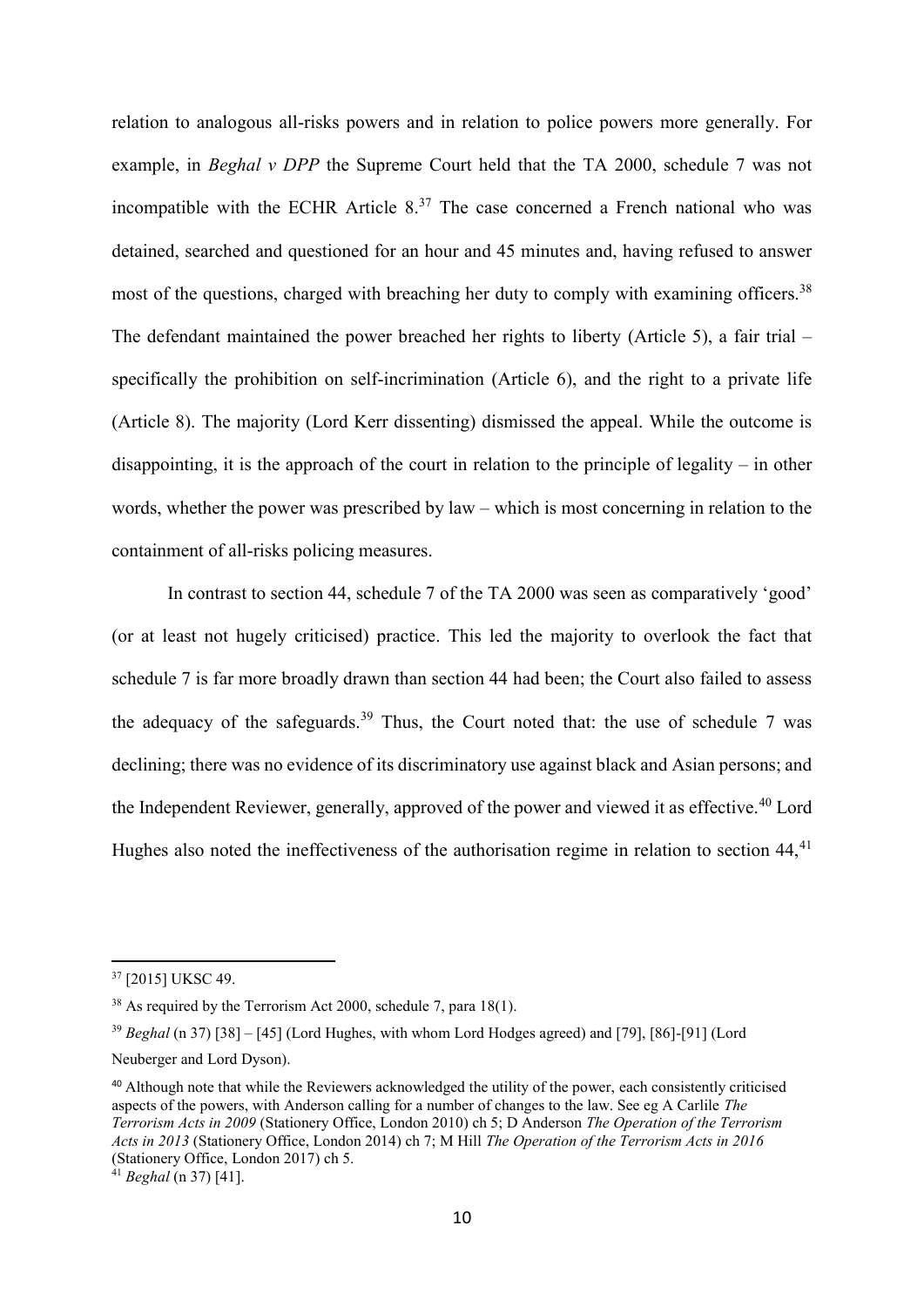relation to analogous all-risks powers and in relation to police powers more generally. For example, in *Beghal v DPP* the Supreme Court held that the TA 2000, schedule 7 was not incompatible with the ECHR Article 8.[37] The case concerned a French national who was detained, searched and questioned for an hour and 45 minutes and, having refused to answer most of the questions, charged with breaching her duty to comply with examining officers.[38] The defendant maintained the power breached her rights to liberty (Article 5), a fair trial – specifically the prohibition on self-incrimination (Article 6), and the right to a private life (Article 8). The majority (Lord Kerr dissenting) dismissed the appeal. While the outcome is disappointing, it is the approach of the court in relation to the principle of legality – in other words, whether the power was prescribed by law – which is most concerning in relation to the containment of all-risks policing measures.

In contrast to section 44, schedule 7 of the TA 2000 was seen as comparatively 'good' (or at least not hugely criticised) practice. This led the majority to overlook the fact that schedule 7 is far more broadly drawn than section 44 had been; the Court also failed to assess the adequacy of the safeguards.[39] Thus, the Court noted that: the use of schedule 7 was declining; there was no evidence of its discriminatory use against black and Asian persons; and the Independent Reviewer, generally, approved of the power and viewed it as effective.[40] Lord Hughes also noted the ineffectiveness of the authorisation regime in relation to section 44,[41]

---

[37] [2015] UKSC 49.

[38] As required by the Terrorism Act 2000, schedule 7, para 18(1).

[39] *Beghal* (n 37) [38] – [45] (Lord Hughes, with whom Lord Hodges agreed) and [79], [86]-[91] (Lord Neuberger and Lord Dyson).

[40] Although note that while the Reviewers acknowledged the utility of the power, each consistently criticised aspects of the powers, with Anderson calling for a number of changes to the law. See eg A Carlile *The Terrorism Acts in 2009* (Stationery Office, London 2010) ch 5; D Anderson *The Operation of the Terrorism Acts in 2013* (Stationery Office, London 2014) ch 7; M Hill *The Operation of the Terrorism Acts in 2016* (Stationery Office, London 2017) ch 5.

[41] *Beghal* (n 37) [41].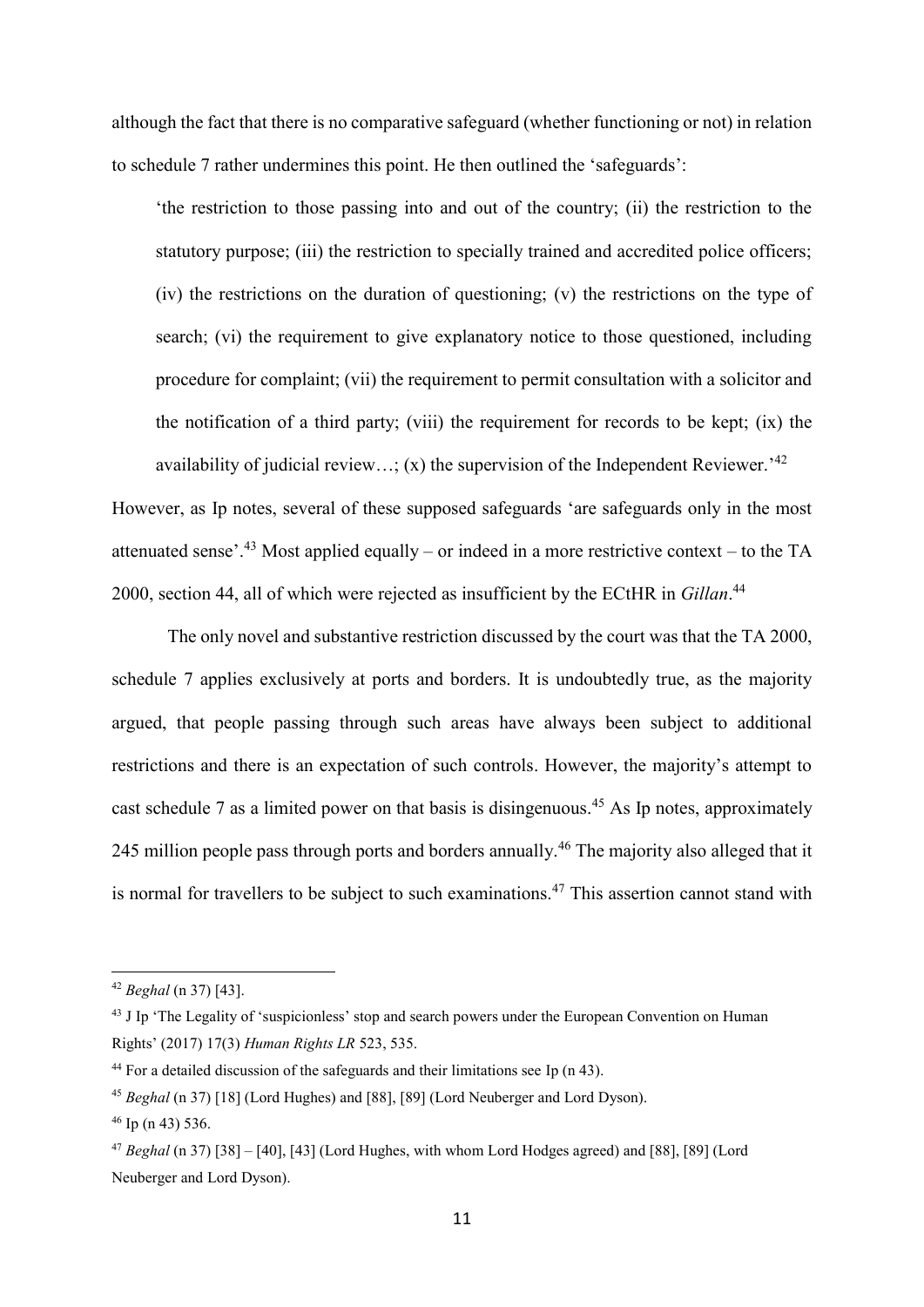although the fact that there is no comparative safeguard (whether functioning or not) in relation to schedule 7 rather undermines this point. He then outlined the 'safeguards':

> 'the restriction to those passing into and out of the country; (ii) the restriction to the statutory purpose; (iii) the restriction to specially trained and accredited police officers; (iv) the restrictions on the duration of questioning; (v) the restrictions on the type of search; (vi) the requirement to give explanatory notice to those questioned, including procedure for complaint; (vii) the requirement to permit consultation with a solicitor and the notification of a third party; (viii) the requirement for records to be kept; (ix) the availability of judicial review…; (x) the supervision of the Independent Reviewer.'[42]

However, as Ip notes, several of these supposed safeguards 'are safeguards only in the most attenuated sense'.[43] Most applied equally – or indeed in a more restrictive context – to the TA 2000, section 44, all of which were rejected as insufficient by the ECtHR in *Gillan*.[44]

The only novel and substantive restriction discussed by the court was that the TA 2000, schedule 7 applies exclusively at ports and borders. It is undoubtedly true, as the majority argued, that people passing through such areas have always been subject to additional restrictions and there is an expectation of such controls. However, the majority's attempt to cast schedule 7 as a limited power on that basis is disingenuous.[45] As Ip notes, approximately 245 million people pass through ports and borders annually.[46] The majority also alleged that it is normal for travellers to be subject to such examinations.[47] This assertion cannot stand with

---

[42] *Beghal* (n 37) [43].

[43] J Ip 'The Legality of 'suspicionless' stop and search powers under the European Convention on Human Rights' (2017) 17(3) *Human Rights LR* 523, 535.

[44] For a detailed discussion of the safeguards and their limitations see Ip (n 43).

[45] *Beghal* (n 37) [18] (Lord Hughes) and [88], [89] (Lord Neuberger and Lord Dyson).

[46] Ip (n 43) 536.

[47] *Beghal* (n 37) [38] – [40], [43] (Lord Hughes, with whom Lord Hodges agreed) and [88], [89] (Lord Neuberger and Lord Dyson).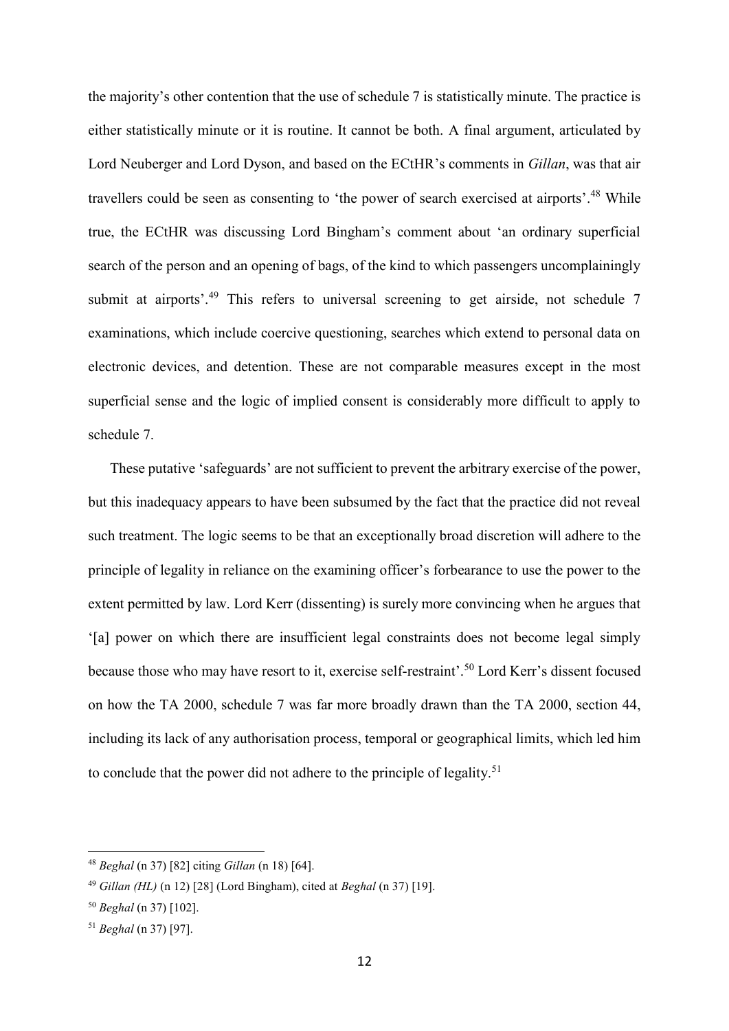the majority's other contention that the use of schedule 7 is statistically minute. The practice is either statistically minute or it is routine. It cannot be both. A final argument, articulated by Lord Neuberger and Lord Dyson, and based on the ECtHR's comments in *Gillan*, was that air travellers could be seen as consenting to 'the power of search exercised at airports'.[48] While true, the ECtHR was discussing Lord Bingham's comment about 'an ordinary superficial search of the person and an opening of bags, of the kind to which passengers uncomplainingly submit at airports'.[49] This refers to universal screening to get airside, not schedule 7 examinations, which include coercive questioning, searches which extend to personal data on electronic devices, and detention. These are not comparable measures except in the most superficial sense and the logic of implied consent is considerably more difficult to apply to schedule 7.

These putative 'safeguards' are not sufficient to prevent the arbitrary exercise of the power, but this inadequacy appears to have been subsumed by the fact that the practice did not reveal such treatment. The logic seems to be that an exceptionally broad discretion will adhere to the principle of legality in reliance on the examining officer's forbearance to use the power to the extent permitted by law. Lord Kerr (dissenting) is surely more convincing when he argues that '[a] power on which there are insufficient legal constraints does not become legal simply because those who may have resort to it, exercise self-restraint'.[50] Lord Kerr's dissent focused on how the TA 2000, schedule 7 was far more broadly drawn than the TA 2000, section 44, including its lack of any authorisation process, temporal or geographical limits, which led him to conclude that the power did not adhere to the principle of legality.[51]

[48] *Beghal* (n 37) [82] citing *Gillan* (n 18) [64].

[49] *Gillan (HL)* (n 12) [28] (Lord Bingham), cited at *Beghal* (n 37) [19].

[50] *Beghal* (n 37) [102].

[51] *Beghal* (n 37) [97].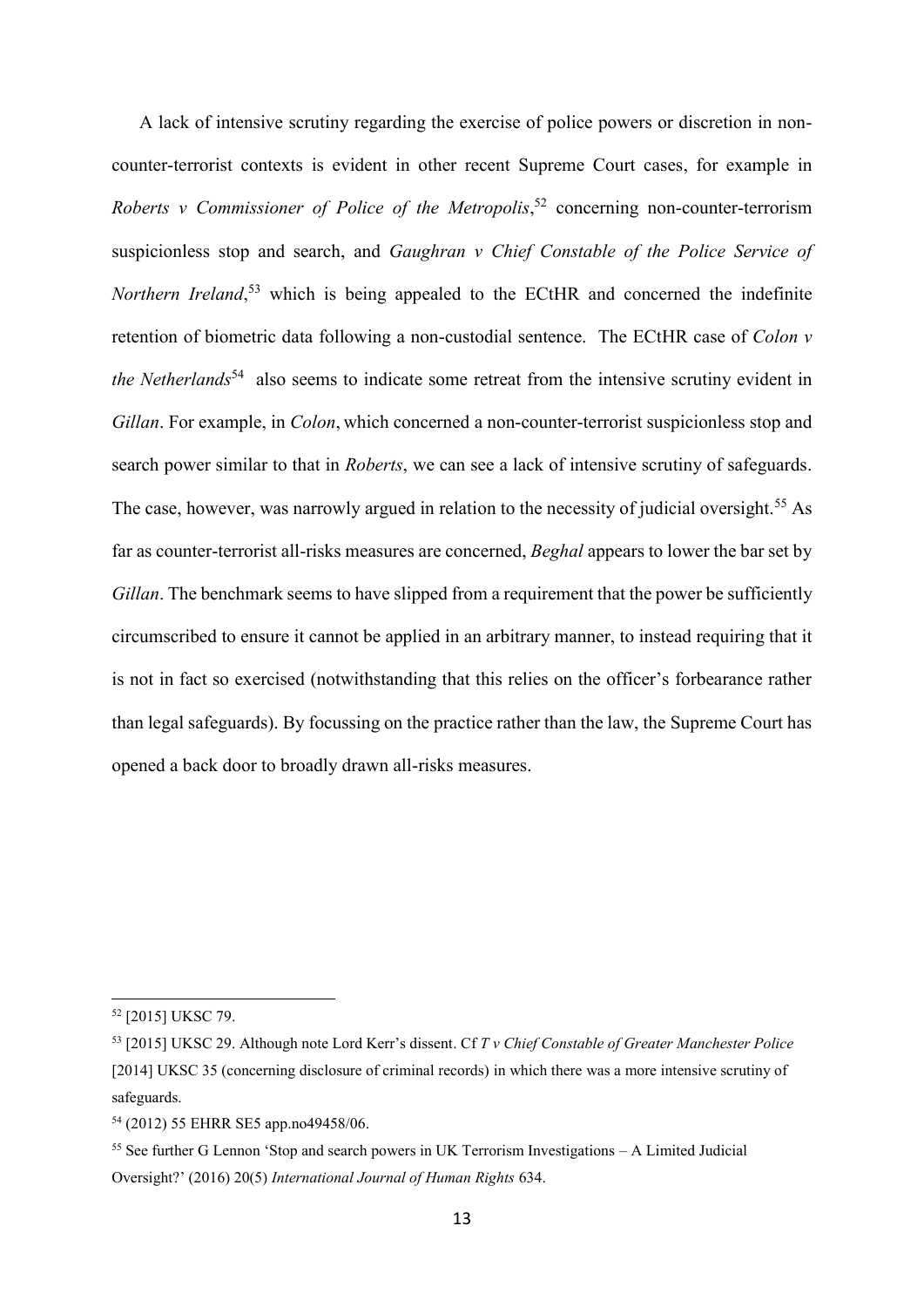A lack of intensive scrutiny regarding the exercise of police powers or discretion in non-counter-terrorist contexts is evident in other recent Supreme Court cases, for example in *Roberts v Commissioner of Police of the Metropolis*,[52] concerning non-counter-terrorism suspicionless stop and search, and *Gaughran v Chief Constable of the Police Service of Northern Ireland*,[53] which is being appealed to the ECtHR and concerned the indefinite retention of biometric data following a non-custodial sentence. The ECtHR case of *Colon v the Netherlands*[54] also seems to indicate some retreat from the intensive scrutiny evident in *Gillan*. For example, in *Colon*, which concerned a non-counter-terrorist suspicionless stop and search power similar to that in *Roberts*, we can see a lack of intensive scrutiny of safeguards. The case, however, was narrowly argued in relation to the necessity of judicial oversight.[55] As far as counter-terrorist all-risks measures are concerned, *Beghal* appears to lower the bar set by *Gillan*. The benchmark seems to have slipped from a requirement that the power be sufficiently circumscribed to ensure it cannot be applied in an arbitrary manner, to instead requiring that it is not in fact so exercised (notwithstanding that this relies on the officer's forbearance rather than legal safeguards). By focussing on the practice rather than the law, the Supreme Court has opened a back door to broadly drawn all-risks measures.

---

[52] [2015] UKSC 79.

[53] [2015] UKSC 29. Although note Lord Kerr's dissent. Cf *T v Chief Constable of Greater Manchester Police* [2014] UKSC 35 (concerning disclosure of criminal records) in which there was a more intensive scrutiny of safeguards.

[54] (2012) 55 EHRR SE5 app.no49458/06.

[55] See further G Lennon 'Stop and search powers in UK Terrorism Investigations – A Limited Judicial Oversight?' (2016) 20(5) *International Journal of Human Rights* 634.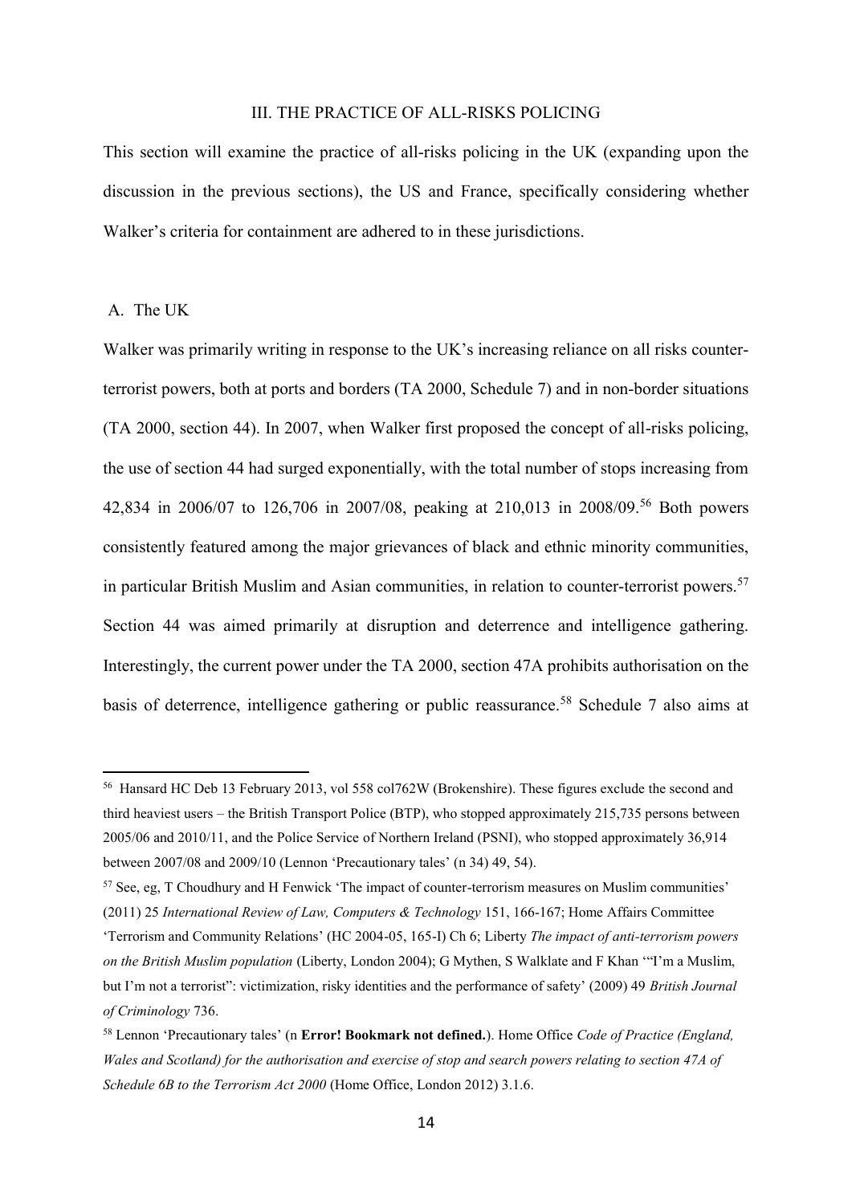## III. THE PRACTICE OF ALL-RISKS POLICING

This section will examine the practice of all-risks policing in the UK (expanding upon the discussion in the previous sections), the US and France, specifically considering whether Walker's criteria for containment are adhered to in these jurisdictions.

### A. The UK

Walker was primarily writing in response to the UK's increasing reliance on all risks counter-terrorist powers, both at ports and borders (TA 2000, Schedule 7) and in non-border situations (TA 2000, section 44). In 2007, when Walker first proposed the concept of all-risks policing, the use of section 44 had surged exponentially, with the total number of stops increasing from 42,834 in 2006/07 to 126,706 in 2007/08, peaking at 210,013 in 2008/09.[56] Both powers consistently featured among the major grievances of black and ethnic minority communities, in particular British Muslim and Asian communities, in relation to counter-terrorist powers.[57] Section 44 was aimed primarily at disruption and deterrence and intelligence gathering. Interestingly, the current power under the TA 2000, section 47A prohibits authorisation on the basis of deterrence, intelligence gathering or public reassurance.[58] Schedule 7 also aims at

---

[56] Hansard HC Deb 13 February 2013, vol 558 col762W (Brokenshire). These figures exclude the second and third heaviest users – the British Transport Police (BTP), who stopped approximately 215,735 persons between 2005/06 and 2010/11, and the Police Service of Northern Ireland (PSNI), who stopped approximately 36,914 between 2007/08 and 2009/10 (Lennon 'Precautionary tales' (n 34) 49, 54).

[57] See, eg, T Choudhury and H Fenwick 'The impact of counter-terrorism measures on Muslim communities' (2011) 25 *International Review of Law, Computers & Technology* 151, 166-167; Home Affairs Committee 'Terrorism and Community Relations' (HC 2004-05, 165-I) Ch 6; Liberty *The impact of anti-terrorism powers on the British Muslim population* (Liberty, London 2004); G Mythen, S Walklate and F Khan '"I'm a Muslim, but I'm not a terrorist": victimization, risky identities and the performance of safety' (2009) 49 *British Journal of Criminology* 736.

[58] Lennon 'Precautionary tales' (n **Error! Bookmark not defined.**). Home Office *Code of Practice (England, Wales and Scotland) for the authorisation and exercise of stop and search powers relating to section 47A of Schedule 6B to the Terrorism Act 2000* (Home Office, London 2012) 3.1.6.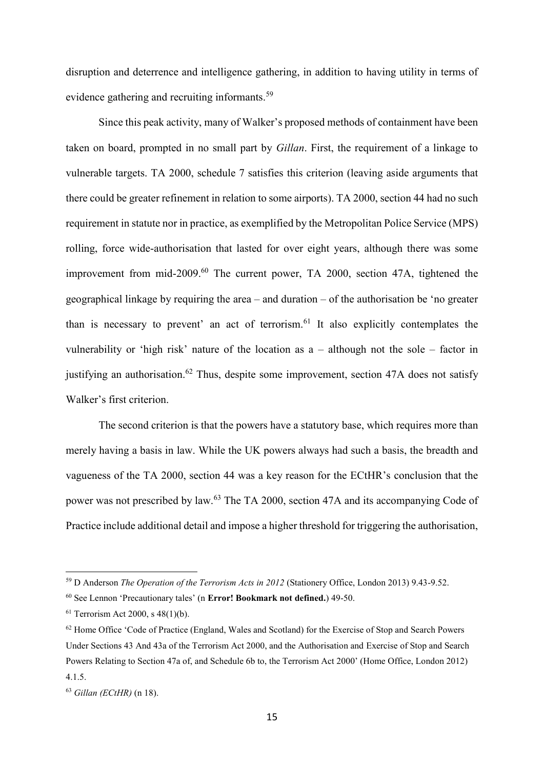disruption and deterrence and intelligence gathering, in addition to having utility in terms of evidence gathering and recruiting informants.[59]

Since this peak activity, many of Walker's proposed methods of containment have been taken on board, prompted in no small part by *Gillan*. First, the requirement of a linkage to vulnerable targets. TA 2000, schedule 7 satisfies this criterion (leaving aside arguments that there could be greater refinement in relation to some airports). TA 2000, section 44 had no such requirement in statute nor in practice, as exemplified by the Metropolitan Police Service (MPS) rolling, force wide-authorisation that lasted for over eight years, although there was some improvement from mid-2009.[60] The current power, TA 2000, section 47A, tightened the geographical linkage by requiring the area – and duration – of the authorisation be 'no greater than is necessary to prevent' an act of terrorism.[61] It also explicitly contemplates the vulnerability or 'high risk' nature of the location as a – although not the sole – factor in justifying an authorisation.[62] Thus, despite some improvement, section 47A does not satisfy Walker's first criterion.

The second criterion is that the powers have a statutory base, which requires more than merely having a basis in law. While the UK powers always had such a basis, the breadth and vagueness of the TA 2000, section 44 was a key reason for the ECtHR's conclusion that the power was not prescribed by law.[63] The TA 2000, section 47A and its accompanying Code of Practice include additional detail and impose a higher threshold for triggering the authorisation,

---

[59] D Anderson *The Operation of the Terrorism Acts in 2012* (Stationery Office, London 2013) 9.43-9.52.

[60] See Lennon 'Precautionary tales' (n **Error! Bookmark not defined.**) 49-50.

[61] Terrorism Act 2000, s 48(1)(b).

[62] Home Office 'Code of Practice (England, Wales and Scotland) for the Exercise of Stop and Search Powers Under Sections 43 And 43a of the Terrorism Act 2000, and the Authorisation and Exercise of Stop and Search Powers Relating to Section 47a of, and Schedule 6b to, the Terrorism Act 2000' (Home Office, London 2012) 4.1.5.

[63] *Gillan (ECtHR)* (n 18).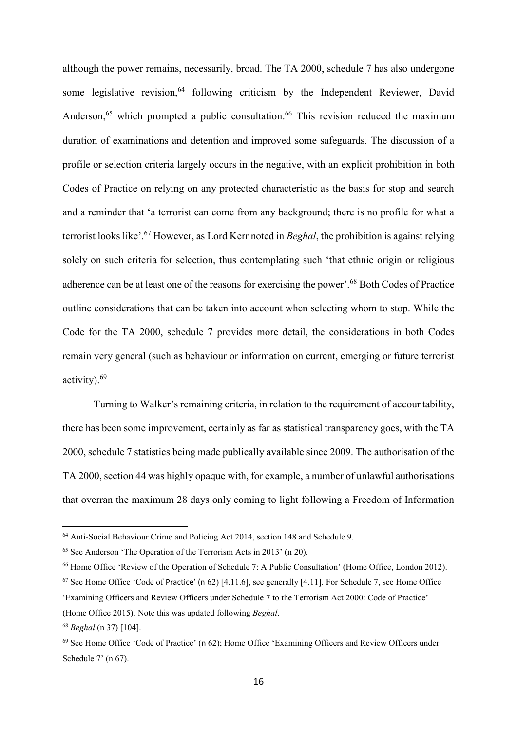although the power remains, necessarily, broad. The TA 2000, schedule 7 has also undergone some legislative revision,[64] following criticism by the Independent Reviewer, David Anderson,[65] which prompted a public consultation.[66] This revision reduced the maximum duration of examinations and detention and improved some safeguards. The discussion of a profile or selection criteria largely occurs in the negative, with an explicit prohibition in both Codes of Practice on relying on any protected characteristic as the basis for stop and search and a reminder that 'a terrorist can come from any background; there is no profile for what a terrorist looks like'.[67] However, as Lord Kerr noted in *Beghal*, the prohibition is against relying solely on such criteria for selection, thus contemplating such 'that ethnic origin or religious adherence can be at least one of the reasons for exercising the power'.[68] Both Codes of Practice outline considerations that can be taken into account when selecting whom to stop. While the Code for the TA 2000, schedule 7 provides more detail, the considerations in both Codes remain very general (such as behaviour or information on current, emerging or future terrorist activity).[69]

Turning to Walker's remaining criteria, in relation to the requirement of accountability, there has been some improvement, certainly as far as statistical transparency goes, with the TA 2000, schedule 7 statistics being made publically available since 2009. The authorisation of the TA 2000, section 44 was highly opaque with, for example, a number of unlawful authorisations that overran the maximum 28 days only coming to light following a Freedom of Information

---

[64] Anti-Social Behaviour Crime and Policing Act 2014, section 148 and Schedule 9.

[65] See Anderson 'The Operation of the Terrorism Acts in 2013' (n 20).

[66] Home Office 'Review of the Operation of Schedule 7: A Public Consultation' (Home Office, London 2012).

[67] See Home Office 'Code of Practice' (n 62) [4.11.6], see generally [4.11]. For Schedule 7, see Home Office 'Examining Officers and Review Officers under Schedule 7 to the Terrorism Act 2000: Code of Practice' (Home Office 2015). Note this was updated following *Beghal*.

[68] *Beghal* (n 37) [104].

[69] See Home Office 'Code of Practice' (n 62); Home Office 'Examining Officers and Review Officers under Schedule 7' (n 67).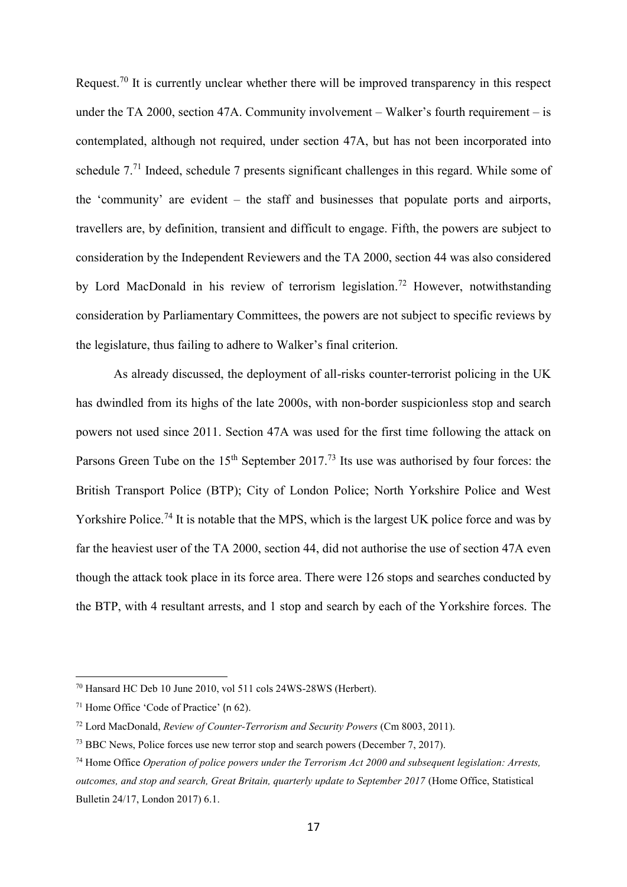Request.[70] It is currently unclear whether there will be improved transparency in this respect under the TA 2000, section 47A. Community involvement – Walker's fourth requirement – is contemplated, although not required, under section 47A, but has not been incorporated into schedule 7.[71] Indeed, schedule 7 presents significant challenges in this regard. While some of the 'community' are evident – the staff and businesses that populate ports and airports, travellers are, by definition, transient and difficult to engage. Fifth, the powers are subject to consideration by the Independent Reviewers and the TA 2000, section 44 was also considered by Lord MacDonald in his review of terrorism legislation.[72] However, notwithstanding consideration by Parliamentary Committees, the powers are not subject to specific reviews by the legislature, thus failing to adhere to Walker's final criterion.

As already discussed, the deployment of all-risks counter-terrorist policing in the UK has dwindled from its highs of the late 2000s, with non-border suspicionless stop and search powers not used since 2011. Section 47A was used for the first time following the attack on Parsons Green Tube on the 15th September 2017.[73] Its use was authorised by four forces: the British Transport Police (BTP); City of London Police; North Yorkshire Police and West Yorkshire Police.[74] It is notable that the MPS, which is the largest UK police force and was by far the heaviest user of the TA 2000, section 44, did not authorise the use of section 47A even though the attack took place in its force area. There were 126 stops and searches conducted by the BTP, with 4 resultant arrests, and 1 stop and search by each of the Yorkshire forces. The

---

[70] Hansard HC Deb 10 June 2010, vol 511 cols 24WS-28WS (Herbert).

[71] Home Office 'Code of Practice' (n 62).

[72] Lord MacDonald, *Review of Counter-Terrorism and Security Powers* (Cm 8003, 2011).

[73] BBC News, Police forces use new terror stop and search powers (December 7, 2017).

[74] Home Office *Operation of police powers under the Terrorism Act 2000 and subsequent legislation: Arrests, outcomes, and stop and search, Great Britain, quarterly update to September 2017* (Home Office, Statistical Bulletin 24/17, London 2017) 6.1.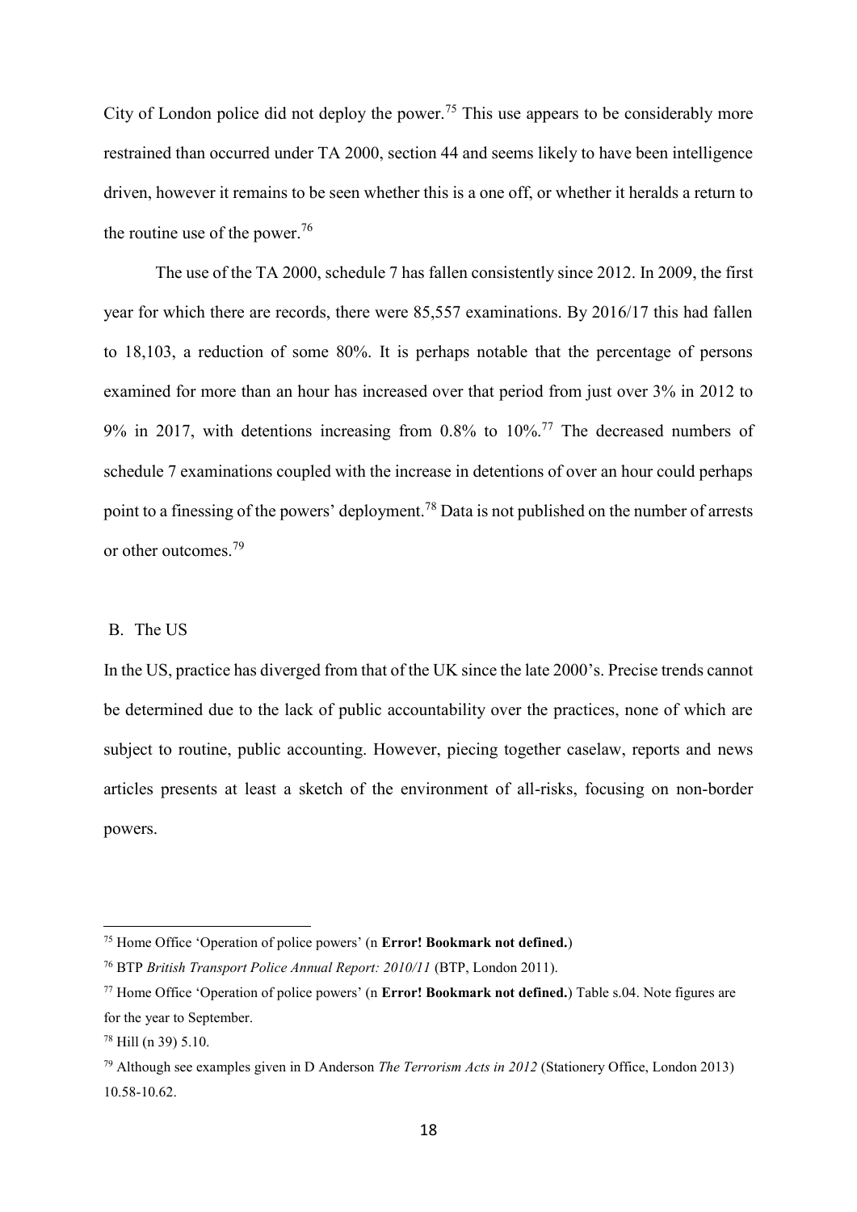City of London police did not deploy the power.[75] This use appears to be considerably more restrained than occurred under TA 2000, section 44 and seems likely to have been intelligence driven, however it remains to be seen whether this is a one off, or whether it heralds a return to the routine use of the power.[76]

The use of the TA 2000, schedule 7 has fallen consistently since 2012. In 2009, the first year for which there are records, there were 85,557 examinations. By 2016/17 this had fallen to 18,103, a reduction of some 80%. It is perhaps notable that the percentage of persons examined for more than an hour has increased over that period from just over 3% in 2012 to 9% in 2017, with detentions increasing from 0.8% to 10%.[77] The decreased numbers of schedule 7 examinations coupled with the increase in detentions of over an hour could perhaps point to a finessing of the powers' deployment.[78] Data is not published on the number of arrests or other outcomes.[79]

## B. The US

In the US, practice has diverged from that of the UK since the late 2000's. Precise trends cannot be determined due to the lack of public accountability over the practices, none of which are subject to routine, public accounting. However, piecing together caselaw, reports and news articles presents at least a sketch of the environment of all-risks, focusing on non-border powers.

---

[75] Home Office 'Operation of police powers' (n **Error! Bookmark not defined.**)

[76] BTP *British Transport Police Annual Report: 2010/11* (BTP, London 2011).

[77] Home Office 'Operation of police powers' (n **Error! Bookmark not defined.**) Table s.04. Note figures are for the year to September.

[78] Hill (n 39) 5.10.

[79] Although see examples given in D Anderson *The Terrorism Acts in 2012* (Stationery Office, London 2013) 10.58-10.62.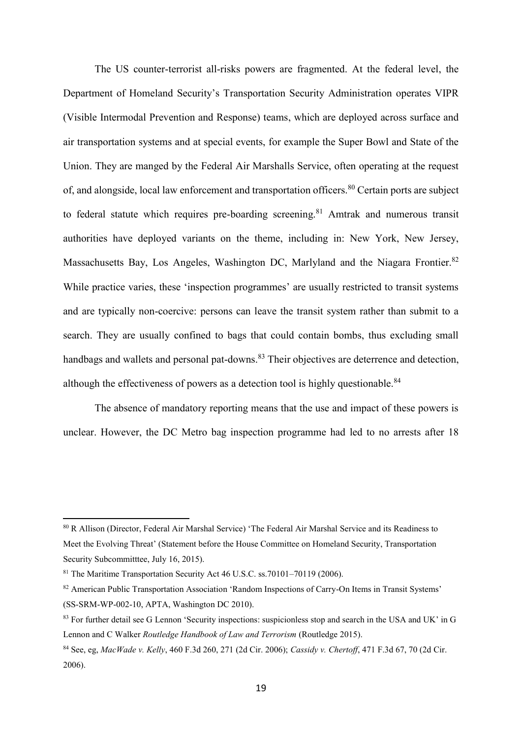The US counter-terrorist all-risks powers are fragmented. At the federal level, the Department of Homeland Security's Transportation Security Administration operates VIPR (Visible Intermodal Prevention and Response) teams, which are deployed across surface and air transportation systems and at special events, for example the Super Bowl and State of the Union. They are manged by the Federal Air Marshalls Service, often operating at the request of, and alongside, local law enforcement and transportation officers.[80] Certain ports are subject to federal statute which requires pre-boarding screening.[81] Amtrak and numerous transit authorities have deployed variants on the theme, including in: New York, New Jersey, Massachusetts Bay, Los Angeles, Washington DC, Marlyland and the Niagara Frontier.[82] While practice varies, these 'inspection programmes' are usually restricted to transit systems and are typically non-coercive: persons can leave the transit system rather than submit to a search. They are usually confined to bags that could contain bombs, thus excluding small handbags and wallets and personal pat-downs.[83] Their objectives are deterrence and detection, although the effectiveness of powers as a detection tool is highly questionable.[84]

The absence of mandatory reporting means that the use and impact of these powers is unclear. However, the DC Metro bag inspection programme had led to no arrests after 18

---

[80] R Allison (Director, Federal Air Marshal Service) 'The Federal Air Marshal Service and its Readiness to Meet the Evolving Threat' (Statement before the House Committee on Homeland Security, Transportation Security Subcommitttee, July 16, 2015).

[81] The Maritime Transportation Security Act 46 U.S.C. ss.70101–70119 (2006).

[82] American Public Transportation Association 'Random Inspections of Carry-On Items in Transit Systems' (SS-SRM-WP-002-10, APTA, Washington DC 2010).

[83] For further detail see G Lennon 'Security inspections: suspicionless stop and search in the USA and UK' in G Lennon and C Walker *Routledge Handbook of Law and Terrorism* (Routledge 2015).

[84] See, eg, *MacWade v. Kelly*, 460 F.3d 260, 271 (2d Cir. 2006); *Cassidy v. Chertoff*, 471 F.3d 67, 70 (2d Cir. 2006).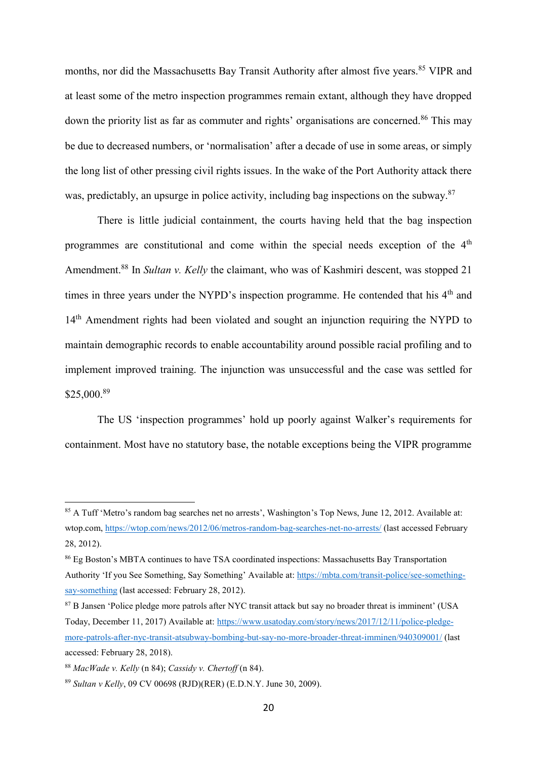months, nor did the Massachusetts Bay Transit Authority after almost five years.[85] VIPR and at least some of the metro inspection programmes remain extant, although they have dropped down the priority list as far as commuter and rights' organisations are concerned.[86] This may be due to decreased numbers, or 'normalisation' after a decade of use in some areas, or simply the long list of other pressing civil rights issues. In the wake of the Port Authority attack there was, predictably, an upsurge in police activity, including bag inspections on the subway.[87]

There is little judicial containment, the courts having held that the bag inspection programmes are constitutional and come within the special needs exception of the 4th Amendment.[88] In *Sultan v. Kelly* the claimant, who was of Kashmiri descent, was stopped 21 times in three years under the NYPD's inspection programme. He contended that his 4th and 14th Amendment rights had been violated and sought an injunction requiring the NYPD to maintain demographic records to enable accountability around possible racial profiling and to implement improved training. The injunction was unsuccessful and the case was settled for $25,000.[89]

The US 'inspection programmes' hold up poorly against Walker's requirements for containment. Most have no statutory base, the notable exceptions being the VIPR programme

---

[85] A Tuff 'Metro's random bag searches net no arrests', Washington's Top News, June 12, 2012. Available at: wtop.com, https://wtop.com/news/2012/06/metros-random-bag-searches-net-no-arrests/ (last accessed February 28, 2012).

[86] Eg Boston's MBTA continues to have TSA coordinated inspections: Massachusetts Bay Transportation Authority 'If you See Something, Say Something' Available at: https://mbta.com/transit-police/see-something-say-something (last accessed: February 28, 2012).

[87] B Jansen 'Police pledge more patrols after NYC transit attack but say no broader threat is imminent' (USA Today, December 11, 2017) Available at: https://www.usatoday.com/story/news/2017/12/11/police-pledge-more-patrols-after-nyc-transit-atsubway-bombing-but-say-no-more-broader-threat-imminen/940309001/ (last accessed: February 28, 2018).

[88] *MacWade v. Kelly* (n 84); *Cassidy v. Chertoff* (n 84).

[89] *Sultan v Kelly*, 09 CV 00698 (RJD)(RER) (E.D.N.Y. June 30, 2009).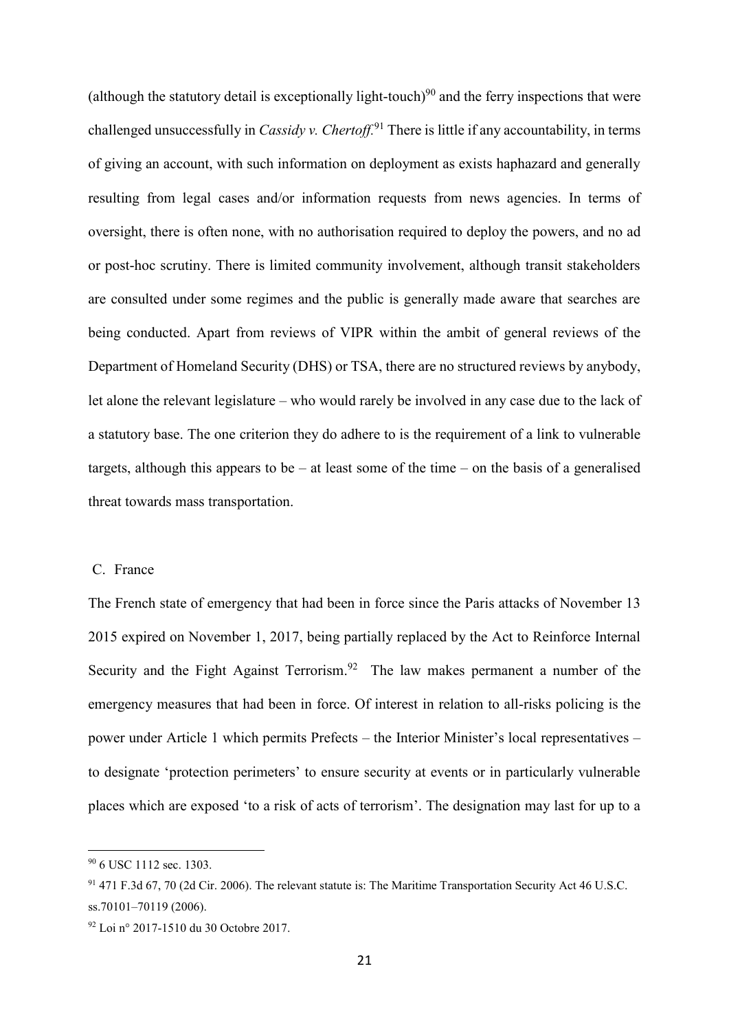(although the statutory detail is exceptionally light-touch)[90] and the ferry inspections that were challenged unsuccessfully in *Cassidy v. Chertoff*.[91] There is little if any accountability, in terms of giving an account, with such information on deployment as exists haphazard and generally resulting from legal cases and/or information requests from news agencies. In terms of oversight, there is often none, with no authorisation required to deploy the powers, and no ad or post-hoc scrutiny. There is limited community involvement, although transit stakeholders are consulted under some regimes and the public is generally made aware that searches are being conducted. Apart from reviews of VIPR within the ambit of general reviews of the Department of Homeland Security (DHS) or TSA, there are no structured reviews by anybody, let alone the relevant legislature – who would rarely be involved in any case due to the lack of a statutory base. The one criterion they do adhere to is the requirement of a link to vulnerable targets, although this appears to be – at least some of the time – on the basis of a generalised threat towards mass transportation.

### C. France

The French state of emergency that had been in force since the Paris attacks of November 13 2015 expired on November 1, 2017, being partially replaced by the Act to Reinforce Internal Security and the Fight Against Terrorism.[92] The law makes permanent a number of the emergency measures that had been in force. Of interest in relation to all-risks policing is the power under Article 1 which permits Prefects – the Interior Minister's local representatives – to designate 'protection perimeters' to ensure security at events or in particularly vulnerable places which are exposed 'to a risk of acts of terrorism'. The designation may last for up to a

---

[90] 6 USC 1112 sec. 1303.

[91] 471 F.3d 67, 70 (2d Cir. 2006). The relevant statute is: The Maritime Transportation Security Act 46 U.S.C. ss.70101–70119 (2006).

[92] Loi n° 2017-1510 du 30 Octobre 2017.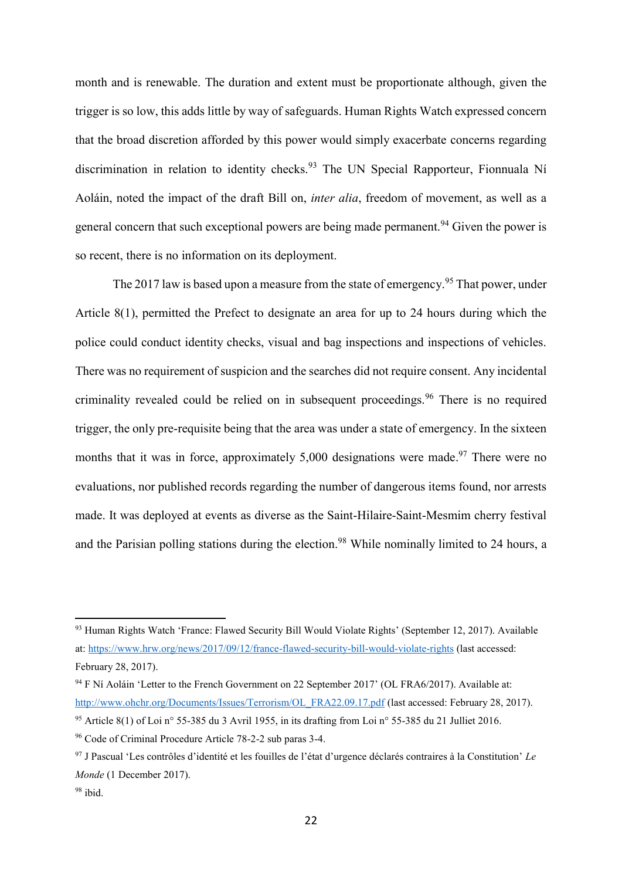month and is renewable. The duration and extent must be proportionate although, given the trigger is so low, this adds little by way of safeguards. Human Rights Watch expressed concern that the broad discretion afforded by this power would simply exacerbate concerns regarding discrimination in relation to identity checks.[93] The UN Special Rapporteur, Fionnuala Ní Aoláin, noted the impact of the draft Bill on, *inter alia*, freedom of movement, as well as a general concern that such exceptional powers are being made permanent.[94] Given the power is so recent, there is no information on its deployment.

The 2017 law is based upon a measure from the state of emergency.[95] That power, under Article 8(1), permitted the Prefect to designate an area for up to 24 hours during which the police could conduct identity checks, visual and bag inspections and inspections of vehicles. There was no requirement of suspicion and the searches did not require consent. Any incidental criminality revealed could be relied on in subsequent proceedings.[96] There is no required trigger, the only pre-requisite being that the area was under a state of emergency. In the sixteen months that it was in force, approximately 5,000 designations were made.[97] There were no evaluations, nor published records regarding the number of dangerous items found, nor arrests made. It was deployed at events as diverse as the Saint-Hilaire-Saint-Mesmim cherry festival and the Parisian polling stations during the election.[98] While nominally limited to 24 hours, a

---

[93] Human Rights Watch 'France: Flawed Security Bill Would Violate Rights' (September 12, 2017). Available at: https://www.hrw.org/news/2017/09/12/france-flawed-security-bill-would-violate-rights (last accessed: February 28, 2017).

[94] F Ní Aoláin 'Letter to the French Government on 22 September 2017' (OL FRA6/2017). Available at: http://www.ohchr.org/Documents/Issues/Terrorism/OL_FRA22.09.17.pdf (last accessed: February 28, 2017).

[95] Article 8(1) of Loi n° 55-385 du 3 Avril 1955, in its drafting from Loi n° 55-385 du 21 Julliet 2016.

[96] Code of Criminal Procedure Article 78-2-2 sub paras 3-4.

[97] J Pascual 'Les contrôles d'identité et les fouilles de l'état d'urgence déclarés contraires à la Constitution' *Le Monde* (1 December 2017).

[98] ibid.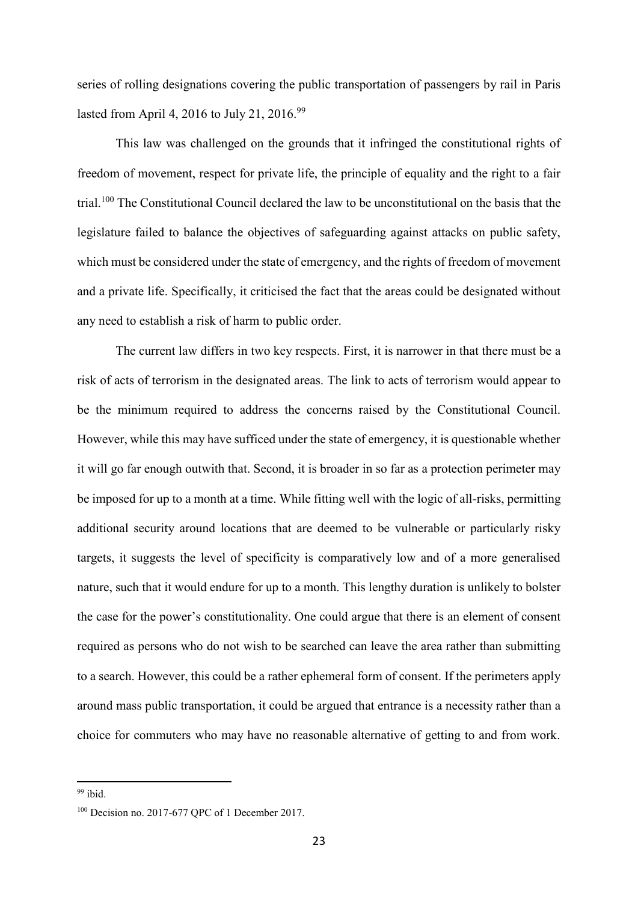series of rolling designations covering the public transportation of passengers by rail in Paris lasted from April 4, 2016 to July 21, 2016.[99]

This law was challenged on the grounds that it infringed the constitutional rights of freedom of movement, respect for private life, the principle of equality and the right to a fair trial.[100] The Constitutional Council declared the law to be unconstitutional on the basis that the legislature failed to balance the objectives of safeguarding against attacks on public safety, which must be considered under the state of emergency, and the rights of freedom of movement and a private life. Specifically, it criticised the fact that the areas could be designated without any need to establish a risk of harm to public order.

The current law differs in two key respects. First, it is narrower in that there must be a risk of acts of terrorism in the designated areas. The link to acts of terrorism would appear to be the minimum required to address the concerns raised by the Constitutional Council. However, while this may have sufficed under the state of emergency, it is questionable whether it will go far enough outwith that. Second, it is broader in so far as a protection perimeter may be imposed for up to a month at a time. While fitting well with the logic of all-risks, permitting additional security around locations that are deemed to be vulnerable or particularly risky targets, it suggests the level of specificity is comparatively low and of a more generalised nature, such that it would endure for up to a month. This lengthy duration is unlikely to bolster the case for the power's constitutionality. One could argue that there is an element of consent required as persons who do not wish to be searched can leave the area rather than submitting to a search. However, this could be a rather ephemeral form of consent. If the perimeters apply around mass public transportation, it could be argued that entrance is a necessity rather than a choice for commuters who may have no reasonable alternative of getting to and from work.

[99] ibid.

[100] Decision no. 2017-677 QPC of 1 December 2017.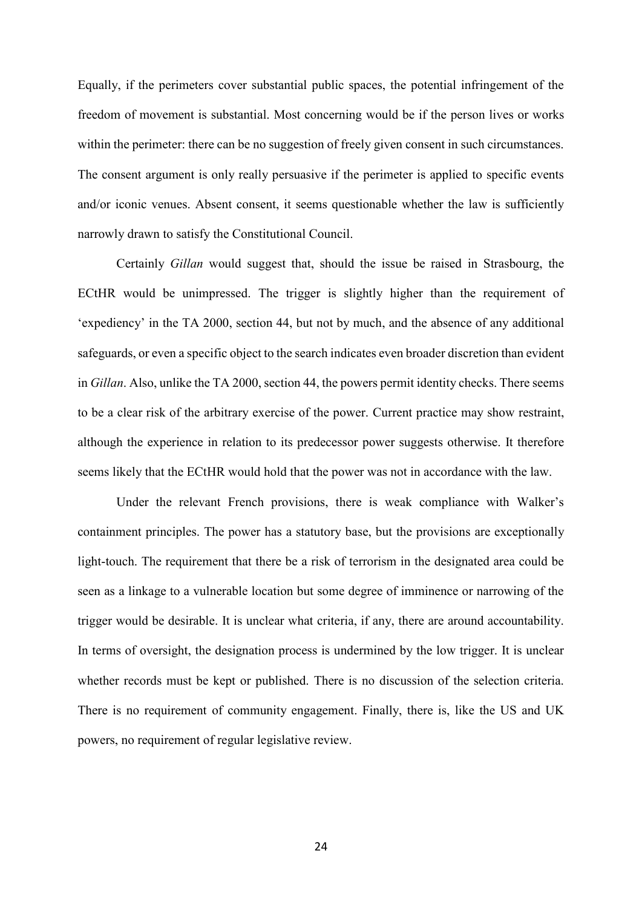Equally, if the perimeters cover substantial public spaces, the potential infringement of the freedom of movement is substantial. Most concerning would be if the person lives or works within the perimeter: there can be no suggestion of freely given consent in such circumstances. The consent argument is only really persuasive if the perimeter is applied to specific events and/or iconic venues. Absent consent, it seems questionable whether the law is sufficiently narrowly drawn to satisfy the Constitutional Council.

Certainly *Gillan* would suggest that, should the issue be raised in Strasbourg, the ECtHR would be unimpressed. The trigger is slightly higher than the requirement of 'expediency' in the TA 2000, section 44, but not by much, and the absence of any additional safeguards, or even a specific object to the search indicates even broader discretion than evident in *Gillan*. Also, unlike the TA 2000, section 44, the powers permit identity checks. There seems to be a clear risk of the arbitrary exercise of the power. Current practice may show restraint, although the experience in relation to its predecessor power suggests otherwise. It therefore seems likely that the ECtHR would hold that the power was not in accordance with the law.

Under the relevant French provisions, there is weak compliance with Walker's containment principles. The power has a statutory base, but the provisions are exceptionally light-touch. The requirement that there be a risk of terrorism in the designated area could be seen as a linkage to a vulnerable location but some degree of imminence or narrowing of the trigger would be desirable. It is unclear what criteria, if any, there are around accountability. In terms of oversight, the designation process is undermined by the low trigger. It is unclear whether records must be kept or published. There is no discussion of the selection criteria. There is no requirement of community engagement. Finally, there is, like the US and UK powers, no requirement of regular legislative review.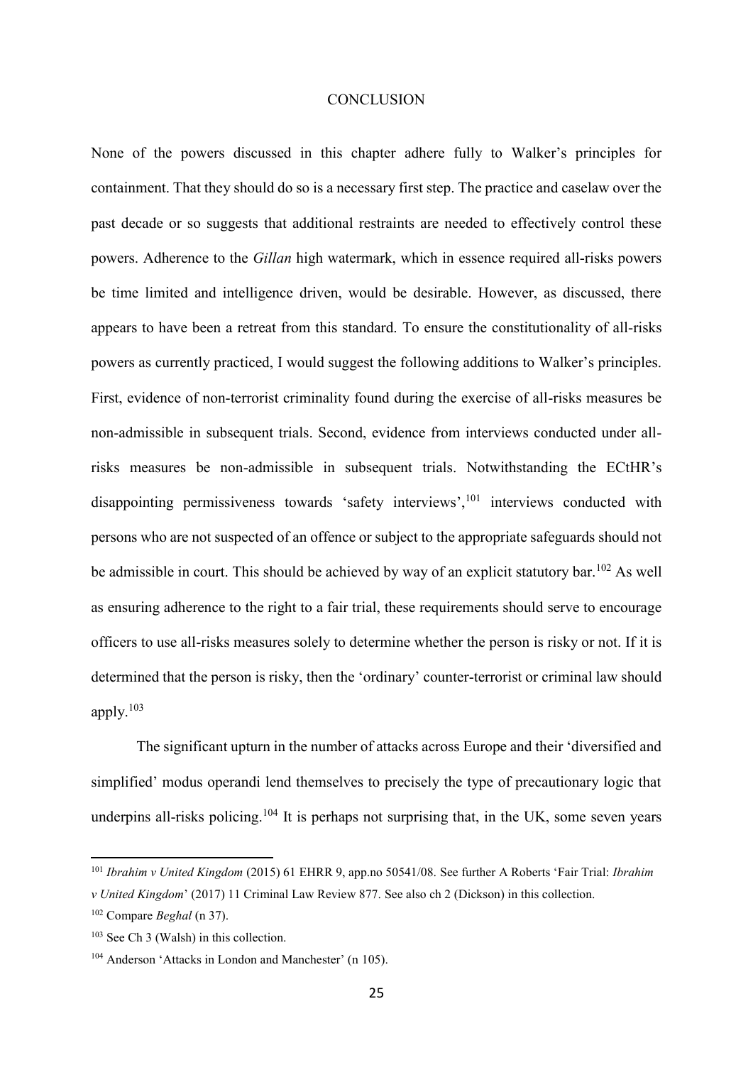# CONCLUSION

None of the powers discussed in this chapter adhere fully to Walker's principles for containment. That they should do so is a necessary first step. The practice and caselaw over the past decade or so suggests that additional restraints are needed to effectively control these powers. Adherence to the *Gillan* high watermark, which in essence required all-risks powers be time limited and intelligence driven, would be desirable. However, as discussed, there appears to have been a retreat from this standard. To ensure the constitutionality of all-risks powers as currently practiced, I would suggest the following additions to Walker's principles. First, evidence of non-terrorist criminality found during the exercise of all-risks measures be non-admissible in subsequent trials. Second, evidence from interviews conducted under all-risks measures be non-admissible in subsequent trials. Notwithstanding the ECtHR's disappointing permissiveness towards 'safety interviews',[101] interviews conducted with persons who are not suspected of an offence or subject to the appropriate safeguards should not be admissible in court. This should be achieved by way of an explicit statutory bar.[102] As well as ensuring adherence to the right to a fair trial, these requirements should serve to encourage officers to use all-risks measures solely to determine whether the person is risky or not. If it is determined that the person is risky, then the 'ordinary' counter-terrorist or criminal law should apply.[103]

The significant upturn in the number of attacks across Europe and their 'diversified and simplified' modus operandi lend themselves to precisely the type of precautionary logic that underpins all-risks policing.[104] It is perhaps not surprising that, in the UK, some seven years

---

[101] *Ibrahim v United Kingdom* (2015) 61 EHRR 9, app.no 50541/08. See further A Roberts 'Fair Trial: *Ibrahim v United Kingdom*' (2017) 11 Criminal Law Review 877. See also ch 2 (Dickson) in this collection.

[102] Compare *Beghal* (n 37).

[103] See Ch 3 (Walsh) in this collection.

[104] Anderson 'Attacks in London and Manchester' (n 105).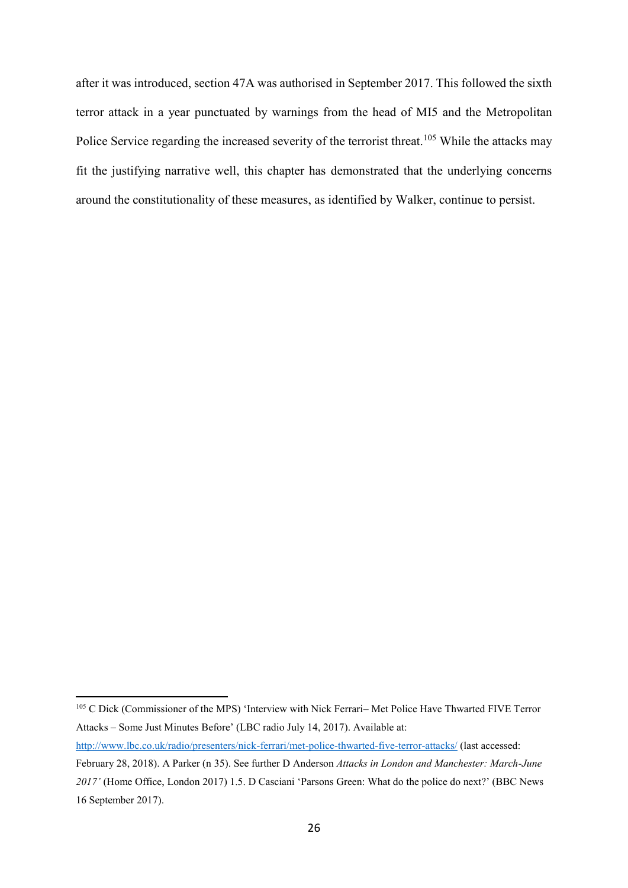after it was introduced, section 47A was authorised in September 2017. This followed the sixth terror attack in a year punctuated by warnings from the head of MI5 and the Metropolitan Police Service regarding the increased severity of the terrorist threat.[105] While the attacks may fit the justifying narrative well, this chapter has demonstrated that the underlying concerns around the constitutionality of these measures, as identified by Walker, continue to persist.

---

[105] C Dick (Commissioner of the MPS) 'Interview with Nick Ferrari– Met Police Have Thwarted FIVE Terror Attacks – Some Just Minutes Before' (LBC radio July 14, 2017). Available at: http://www.lbc.co.uk/radio/presenters/nick-ferrari/met-police-thwarted-five-terror-attacks/ (last accessed: February 28, 2018). A Parker (n 35). See further D Anderson *Attacks in London and Manchester: March-June 2017'* (Home Office, London 2017) 1.5. D Casciani 'Parsons Green: What do the police do next?' (BBC News 16 September 2017).